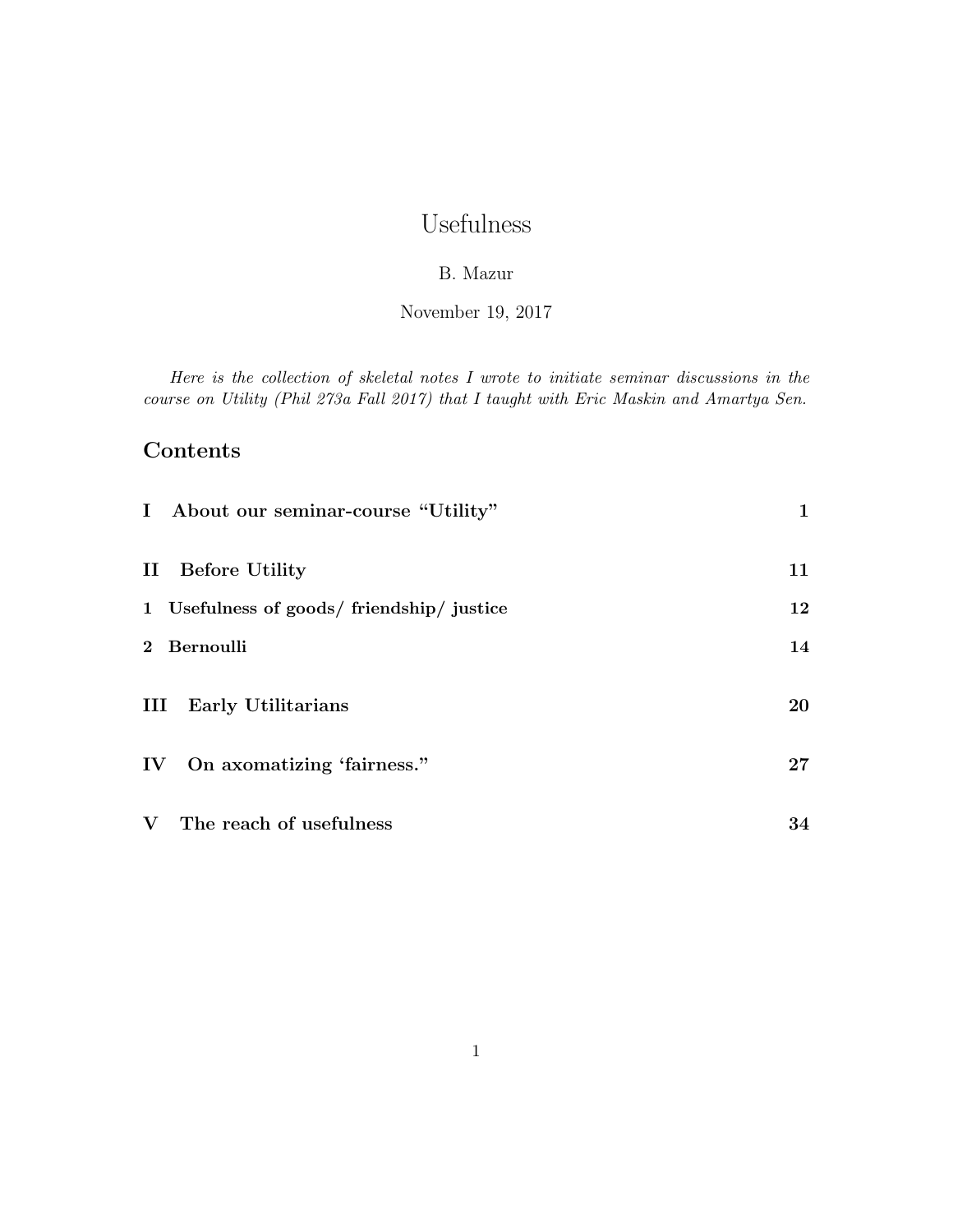# Usefulness

B. Mazur

November 19, 2017

*Here is the collection of skeletal notes I wrote to initiate seminar discussions in the course on Utility (Phil 273a Fall 2017) that I taught with Eric Maskin and Amartya Sen.*

## Contents

| | |
|---|---|
| **I About our seminar-course "Utility"** | **1** |
| **II Before Utility** | **11** |
| **1 Usefulness of goods/ friendship/ justice** | **12** |
| **2 Bernoulli** | **14** |
| **III Early Utilitarians** | **20** |
| **IV On axomatizing 'fairness."** | **27** |
| **V The reach of usefulness** | **34** |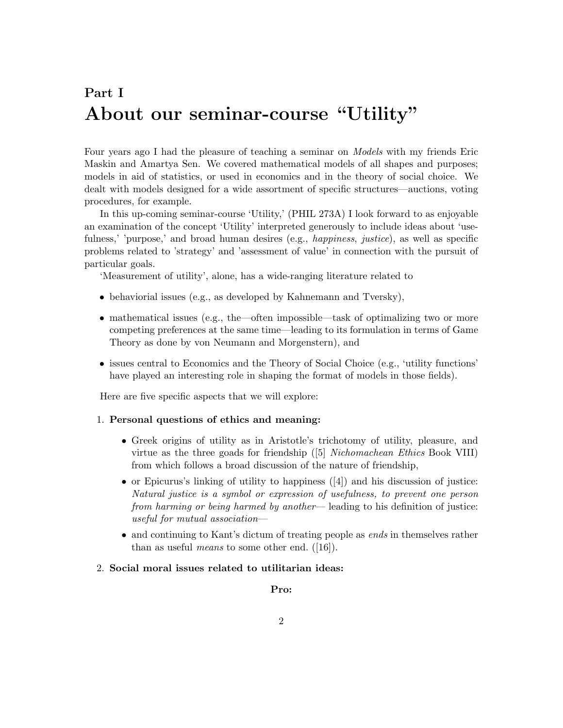# Part I
# About our seminar-course "Utility"

Four years ago I had the pleasure of teaching a seminar on *Models* with my friends Eric Maskin and Amartya Sen. We covered mathematical models of all shapes and purposes; models in aid of statistics, or used in economics and in the theory of social choice. We dealt with models designed for a wide assortment of specific structures—auctions, voting procedures, for example.

In this up-coming seminar-course 'Utility,' (PHIL 273A) I look forward to as enjoyable an examination of the concept 'Utility' interpreted generously to include ideas about 'usefulness,' 'purpose,' and broad human desires (e.g., *happiness*, *justice*), as well as specific problems related to 'strategy' and 'assessment of value' in connection with the pursuit of particular goals.

'Measurement of utility', alone, has a wide-ranging literature related to

- behaviorial issues (e.g., as developed by Kahnemann and Tversky),
- mathematical issues (e.g., the—often impossible—task of optimalizing two or more competing preferences at the same time—leading to its formulation in terms of Game Theory as done by von Neumann and Morgenstern), and
- issues central to Economics and the Theory of Social Choice (e.g., 'utility functions' have played an interesting role in shaping the format of models in those fields).

Here are five specific aspects that we will explore:

1. **Personal questions of ethics and meaning:**
   - Greek origins of utility as in Aristotle's trichotomy of utility, pleasure, and virtue as the three goads for friendship ([5] *Nichomachean Ethics* Book VIII) from which follows a broad discussion of the nature of friendship,
   - or Epicurus's linking of utility to happiness ([4]) and his discussion of justice: *Natural justice is a symbol or expression of usefulness, to prevent one person from harming or being harmed by another*— leading to his definition of justice: *useful for mutual association*—
   - and continuing to Kant's dictum of treating people as *ends* in themselves rather than as useful *means* to some other end. ([16]).

2. **Social moral issues related to utilitarian ideas:**

   **Pro:**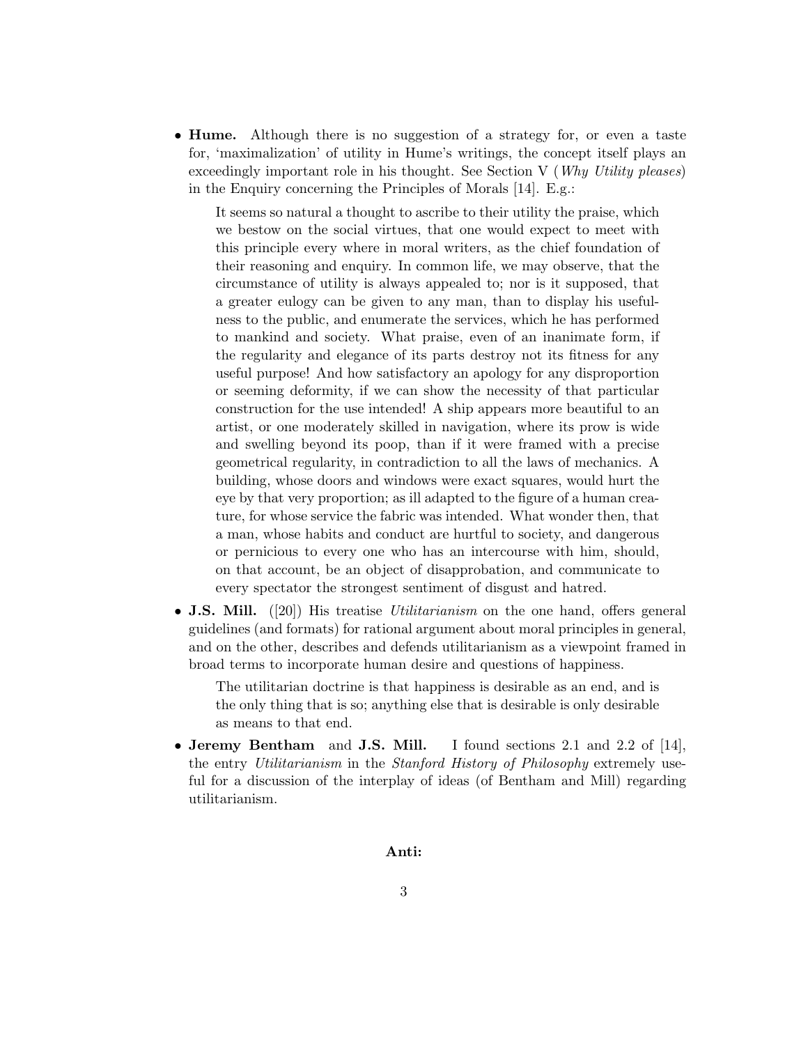- **Hume.** Although there is no suggestion of a strategy for, or even a taste for, 'maximalization' of utility in Hume's writings, the concept itself plays an exceedingly important role in his thought. See Section V (*Why Utility pleases*) in the Enquiry concerning the Principles of Morals [14]. E.g.:

  > It seems so natural a thought to ascribe to their utility the praise, which we bestow on the social virtues, that one would expect to meet with this principle every where in moral writers, as the chief foundation of their reasoning and enquiry. In common life, we may observe, that the circumstance of utility is always appealed to; nor is it supposed, that a greater eulogy can be given to any man, than to display his usefulness to the public, and enumerate the services, which he has performed to mankind and society. What praise, even of an inanimate form, if the regularity and elegance of its parts destroy not its fitness for any useful purpose! And how satisfactory an apology for any disproportion or seeming deformity, if we can show the necessity of that particular construction for the use intended! A ship appears more beautiful to an artist, or one moderately skilled in navigation, where its prow is wide and swelling beyond its poop, than if it were framed with a precise geometrical regularity, in contradiction to all the laws of mechanics. A building, whose doors and windows were exact squares, would hurt the eye by that very proportion; as ill adapted to the figure of a human creature, for whose service the fabric was intended. What wonder then, that a man, whose habits and conduct are hurtful to society, and dangerous or pernicious to every one who has an intercourse with him, should, on that account, be an object of disapprobation, and communicate to every spectator the strongest sentiment of disgust and hatred.

- **J.S. Mill.** ([20]) His treatise *Utilitarianism* on the one hand, offers general guidelines (and formats) for rational argument about moral principles in general, and on the other, describes and defends utilitarianism as a viewpoint framed in broad terms to incorporate human desire and questions of happiness.

  > The utilitarian doctrine is that happiness is desirable as an end, and is the only thing that is so; anything else that is desirable is only desirable as means to that end.

- **Jeremy Bentham** and **J.S. Mill.** I found sections 2.1 and 2.2 of [14], the entry *Utilitarianism* in the *Stanford History of Philosophy* extremely useful for a discussion of the interplay of ideas (of Bentham and Mill) regarding utilitarianism.

**Anti:**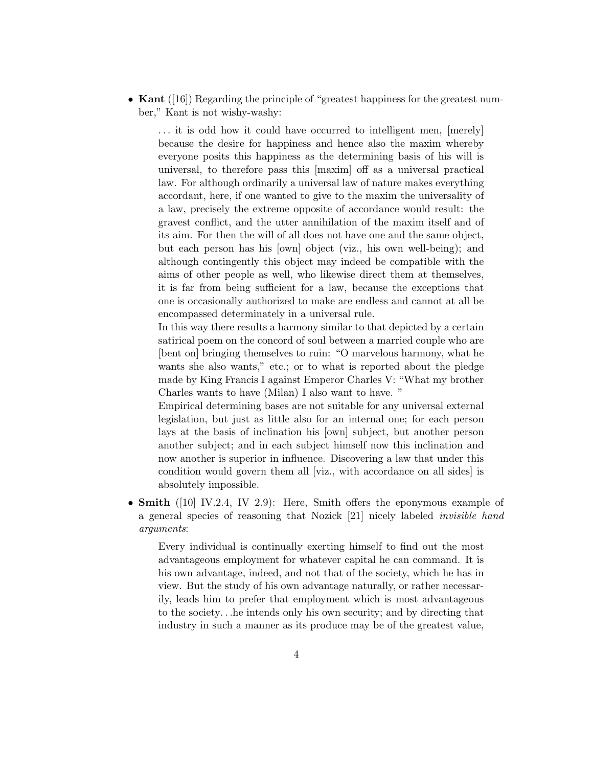- **Kant** ([16]) Regarding the principle of "greatest happiness for the greatest number," Kant is not wishy-washy:

  > . . . it is odd how it could have occurred to intelligent men, [merely] because the desire for happiness and hence also the maxim whereby everyone posits this happiness as the determining basis of his will is universal, to therefore pass this [maxim] off as a universal practical law. For although ordinarily a universal law of nature makes everything accordant, here, if one wanted to give to the maxim the universality of a law, precisely the extreme opposite of accordance would result: the gravest conflict, and the utter annihilation of the maxim itself and of its aim. For then the will of all does not have one and the same object, but each person has his [own] object (viz., his own well-being); and although contingently this object may indeed be compatible with the aims of other people as well, who likewise direct them at themselves, it is far from being sufficient for a law, because the exceptions that one is occasionally authorized to make are endless and cannot at all be encompassed determinately in a universal rule.
  >
  > In this way there results a harmony similar to that depicted by a certain satirical poem on the concord of soul between a married couple who are [bent on] bringing themselves to ruin: "O marvelous harmony, what he wants she also wants," etc.; or to what is reported about the pledge made by King Francis I against Emperor Charles V: "What my brother Charles wants to have (Milan) I also want to have. "
  >
  > Empirical determining bases are not suitable for any universal external legislation, but just as little also for an internal one; for each person lays at the basis of inclination his [own] subject, but another person another subject; and in each subject himself now this inclination and now another is superior in influence. Discovering a law that under this condition would govern them all [viz., with accordance on all sides] is absolutely impossible.

- **Smith** ([10] IV.2.4, IV 2.9): Here, Smith offers the eponymous example of a general species of reasoning that Nozick [21] nicely labeled *invisible hand arguments*:

  > Every individual is continually exerting himself to find out the most advantageous employment for whatever capital he can command. It is his own advantage, indeed, and not that of the society, which he has in view. But the study of his own advantage naturally, or rather necessarily, leads him to prefer that employment which is most advantageous to the society. . .he intends only his own security; and by directing that industry in such a manner as its produce may be of the greatest value,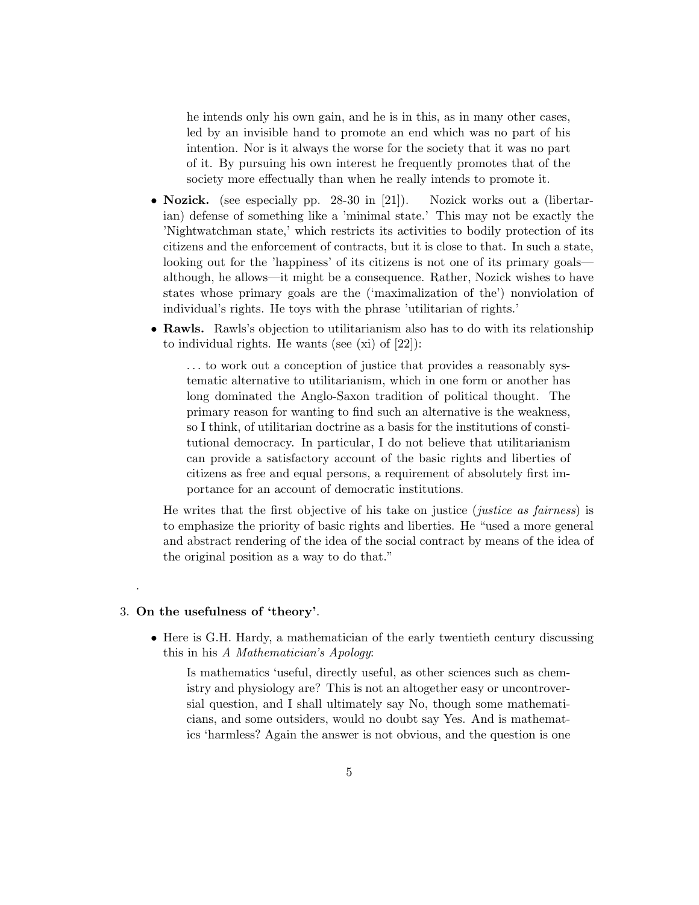> he intends only his own gain, and he is in this, as in many other cases, led by an invisible hand to promote an end which was no part of his intention. Nor is it always the worse for the society that it was no part of it. By pursuing his own interest he frequently promotes that of the society more effectually than when he really intends to promote it.

- **Nozick.** (see especially pp. 28-30 in [21]). Nozick works out a (libertarian) defense of something like a 'minimal state.' This may not be exactly the 'Nightwatchman state,' which restricts its activities to bodily protection of its citizens and the enforcement of contracts, but it is close to that. In such a state, looking out for the 'happiness' of its citizens is not one of its primary goals—although, he allows—it might be a consequence. Rather, Nozick wishes to have states whose primary goals are the ('maximalization of the') nonviolation of individual's rights. He toys with the phrase 'utilitarian of rights.'
- **Rawls.** Rawls's objection to utilitarianism also has to do with its relationship to individual rights. He wants (see (xi) of [22]):

  > . . . to work out a conception of justice that provides a reasonably systematic alternative to utilitarianism, which in one form or another has long dominated the Anglo-Saxon tradition of political thought. The primary reason for wanting to find such an alternative is the weakness, so I think, of utilitarian doctrine as a basis for the institutions of constitutional democracy. In particular, I do not believe that utilitarianism can provide a satisfactory account of the basic rights and liberties of citizens as free and equal persons, a requirement of absolutely first importance for an account of democratic institutions.

  He writes that the first objective of his take on justice (*justice as fairness*) is to emphasize the priority of basic rights and liberties. He "used a more general and abstract rendering of the idea of the social contract by means of the idea of the original position as a way to do that."

.

3. **On the usefulness of 'theory'**.

- Here is G.H. Hardy, a mathematician of the early twentieth century discussing this in his *A Mathematician's Apology*:

  > Is mathematics 'useful, directly useful, as other sciences such as chemistry and physiology are? This is not an altogether easy or uncontroversial question, and I shall ultimately say No, though some mathematicians, and some outsiders, would no doubt say Yes. And is mathematics 'harmless? Again the answer is not obvious, and the question is one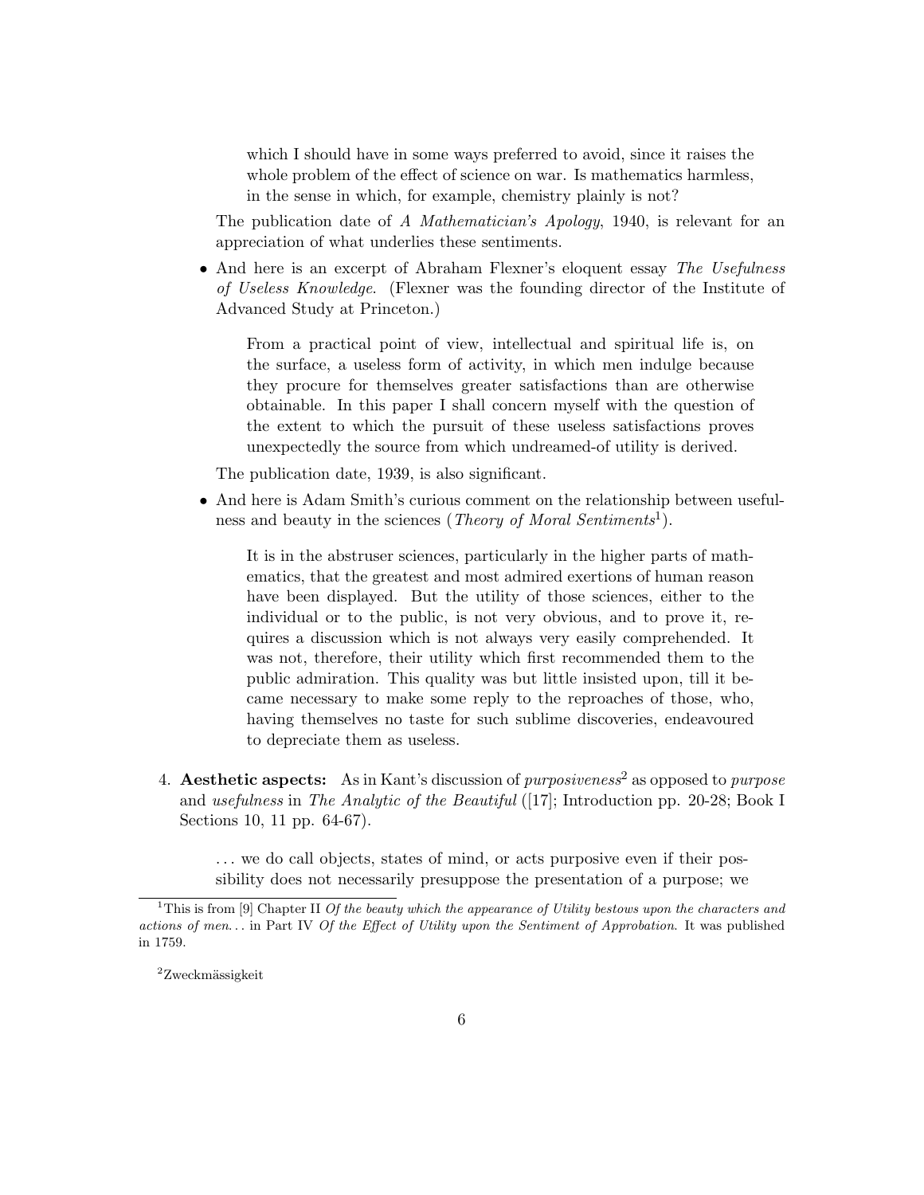> which I should have in some ways preferred to avoid, since it raises the whole problem of the effect of science on war. Is mathematics harmless, in the sense in which, for example, chemistry plainly is not?

The publication date of *A Mathematician's Apology*, 1940, is relevant for an appreciation of what underlies these sentiments.

- And here is an excerpt of Abraham Flexner's eloquent essay *The Usefulness of Useless Knowledge*. (Flexner was the founding director of the Institute of Advanced Study at Princeton.)

  > From a practical point of view, intellectual and spiritual life is, on the surface, a useless form of activity, in which men indulge because they procure for themselves greater satisfactions than are otherwise obtainable. In this paper I shall concern myself with the question of the extent to which the pursuit of these useless satisfactions proves unexpectedly the source from which undreamed-of utility is derived.

  The publication date, 1939, is also significant.

- And here is Adam Smith's curious comment on the relationship between usefulness and beauty in the sciences (*Theory of Moral Sentiments*[1]).

  > It is in the abstruser sciences, particularly in the higher parts of mathematics, that the greatest and most admired exertions of human reason have been displayed. But the utility of those sciences, either to the individual or to the public, is not very obvious, and to prove it, requires a discussion which is not always very easily comprehended. It was not, therefore, their utility which first recommended them to the public admiration. This quality was but little insisted upon, till it became necessary to make some reply to the reproaches of those, who, having themselves no taste for such sublime discoveries, endeavoured to depreciate them as useless.

4. **Aesthetic aspects:** As in Kant's discussion of *purposiveness*[2] as opposed to *purpose* and *usefulness* in *The Analytic of the Beautiful* ([17]; Introduction pp. 20-28; Book I Sections 10, 11 pp. 64-67).

   > . . . we do call objects, states of mind, or acts purposive even if their possibility does not necessarily presuppose the presentation of a purpose; we

---

[1] This is from [9] Chapter II *Of the beauty which the appearance of Utility bestows upon the characters and actions of men. . .* in Part IV *Of the Effect of Utility upon the Sentiment of Approbation*. It was published in 1759.

[2] Zweckmässigkeit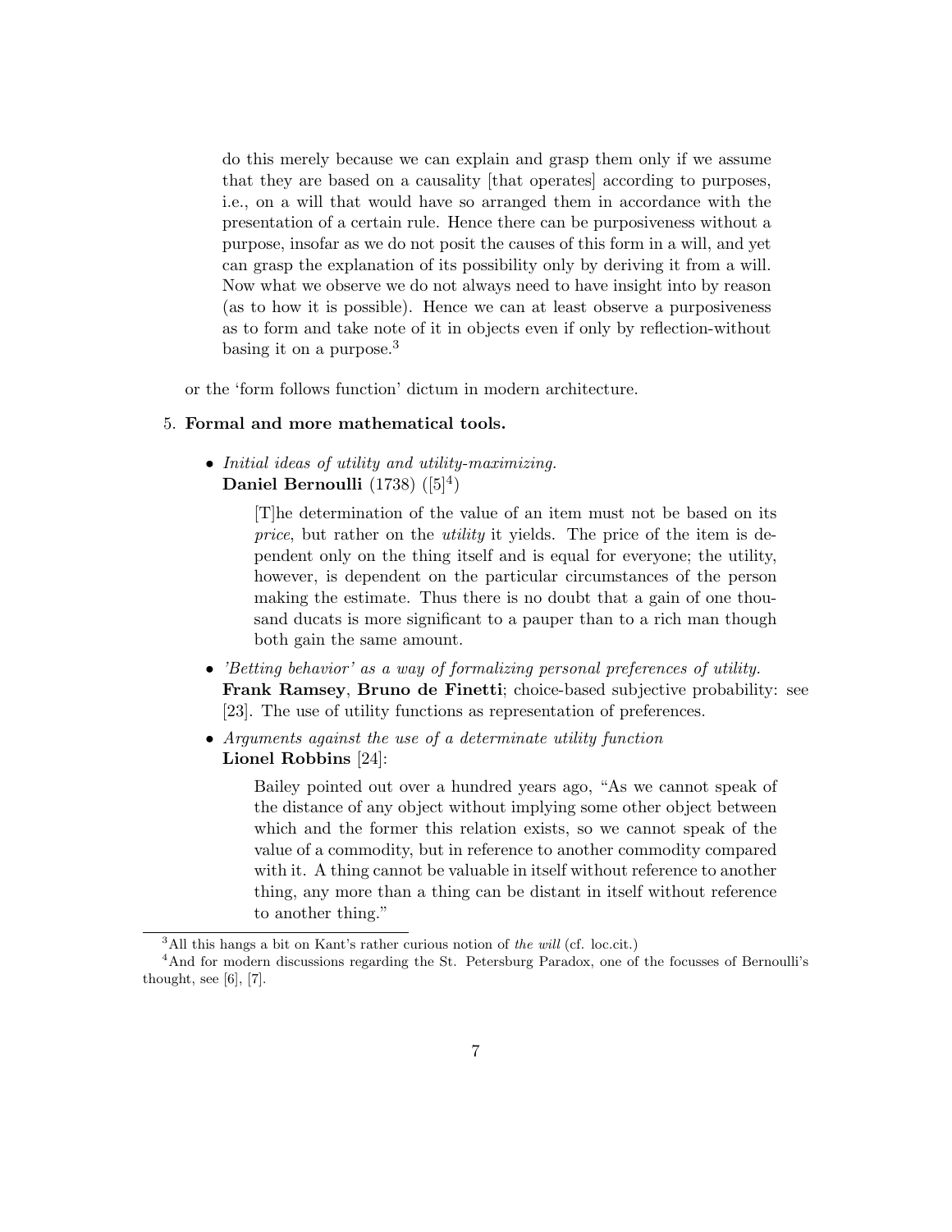> do this merely because we can explain and grasp them only if we assume that they are based on a causality [that operates] according to purposes, i.e., on a will that would have so arranged them in accordance with the presentation of a certain rule. Hence there can be purposiveness without a purpose, insofar as we do not posit the causes of this form in a will, and yet can grasp the explanation of its possibility only by deriving it from a will. Now what we observe we do not always need to have insight into by reason (as to how it is possible). Hence we can at least observe a purposiveness as to form and take note of it in objects even if only by reflection-without basing it on a purpose.[3]

or the 'form follows function' dictum in modern architecture.

5. **Formal and more mathematical tools.**

   - *Initial ideas of utility and utility-maximizing.*
     **Daniel Bernoulli** (1738) ([5][4])

     > [T]he determination of the value of an item must not be based on its *price*, but rather on the *utility* it yields. The price of the item is dependent only on the thing itself and is equal for everyone; the utility, however, is dependent on the particular circumstances of the person making the estimate. Thus there is no doubt that a gain of one thousand ducats is more significant to a pauper than to a rich man though both gain the same amount.

   - *'Betting behavior' as a way of formalizing personal preferences of utility.*
     **Frank Ramsey**, **Bruno de Finetti**; choice-based subjective probability: see [23]. The use of utility functions as representation of preferences.

   - *Arguments against the use of a determinate utility function*
     **Lionel Robbins** [24]:

     > Bailey pointed out over a hundred years ago, "As we cannot speak of the distance of any object without implying some other object between which and the former this relation exists, so we cannot speak of the value of a commodity, but in reference to another commodity compared with it. A thing cannot be valuable in itself without reference to another thing, any more than a thing can be distant in itself without reference to another thing."

---

[3] All this hangs a bit on Kant's rather curious notion of *the will* (cf. loc.cit.)

[4] And for modern discussions regarding the St. Petersburg Paradox, one of the focusses of Bernoulli's thought, see [6], [7].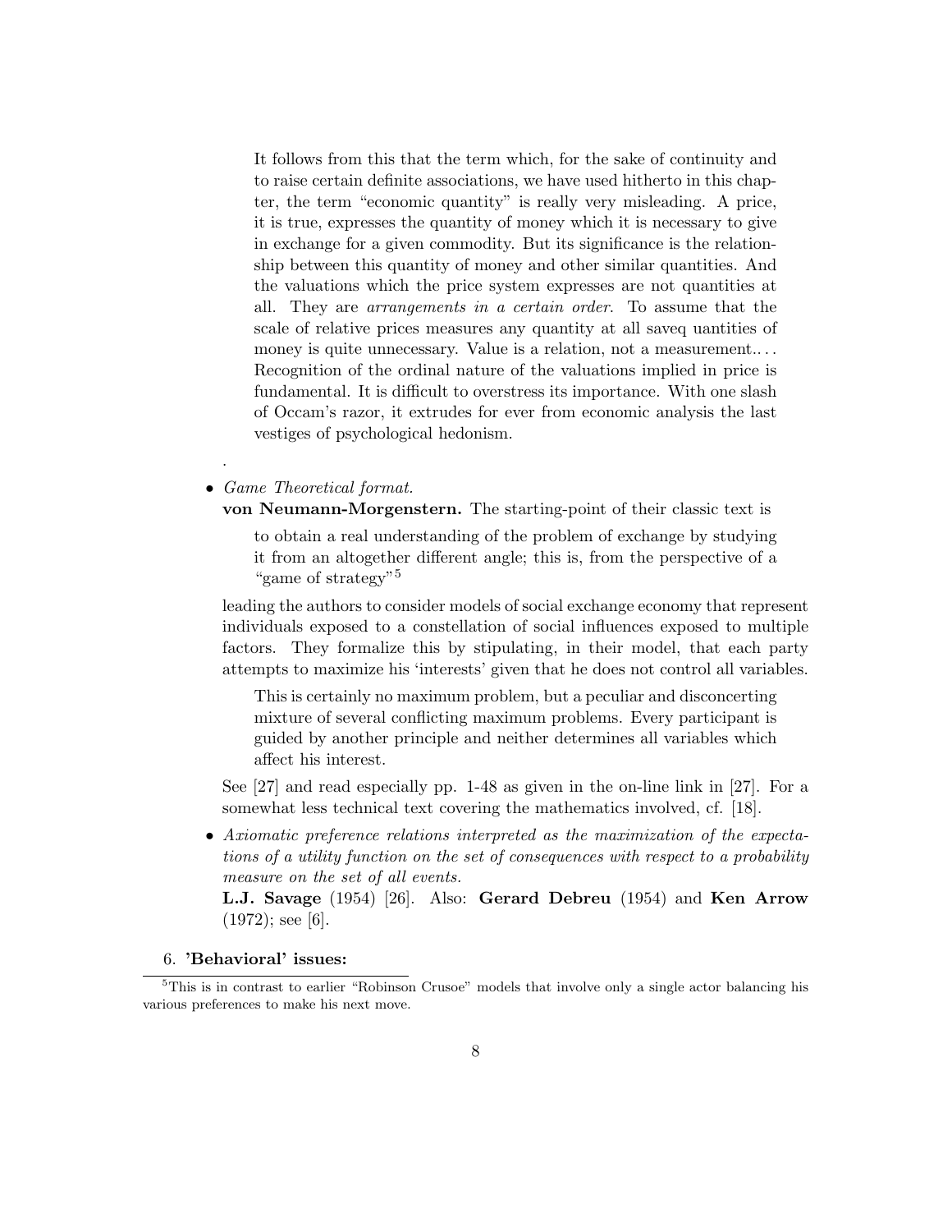> It follows from this that the term which, for the sake of continuity and to raise certain definite associations, we have used hitherto in this chapter, the term "economic quantity" is really very misleading. A price, it is true, expresses the quantity of money which it is necessary to give in exchange for a given commodity. But its significance is the relationship between this quantity of money and other similar quantities. And the valuations which the price system expresses are not quantities at all. They are *arrangements in a certain order*. To assume that the scale of relative prices measures any quantity at all saveq uantities of money is quite unnecessary. Value is a relation, not a measurement.. . . Recognition of the ordinal nature of the valuations implied in price is fundamental. It is difficult to overstress its importance. With one slash of Occam's razor, it extrudes for ever from economic analysis the last vestiges of psychological hedonism.

.

- *Game Theoretical format.*
  **von Neumann-Morgenstern.** The starting-point of their classic text is

  > to obtain a real understanding of the problem of exchange by studying it from an altogether different angle; this is, from the perspective of a "game of strategy"[5]

  leading the authors to consider models of social exchange economy that represent individuals exposed to a constellation of social influences exposed to multiple factors. They formalize this by stipulating, in their model, that each party attempts to maximize his 'interests' given that he does not control all variables.

  > This is certainly no maximum problem, but a peculiar and disconcerting mixture of several conflicting maximum problems. Every participant is guided by another principle and neither determines all variables which affect his interest.

  See [27] and read especially pp. 1-48 as given in the on-line link in [27]. For a somewhat less technical text covering the mathematics involved, cf. [18].

- *Axiomatic preference relations interpreted as the maximization of the expectations of a utility function on the set of consequences with respect to a probability measure on the set of all events.*
  **L.J. Savage** (1954) [26]. Also: **Gerard Debreu** (1954) and **Ken Arrow** (1972); see [6].

6. **'Behavioral' issues:**

[5] This is in contrast to earlier "Robinson Crusoe" models that involve only a single actor balancing his various preferences to make his next move.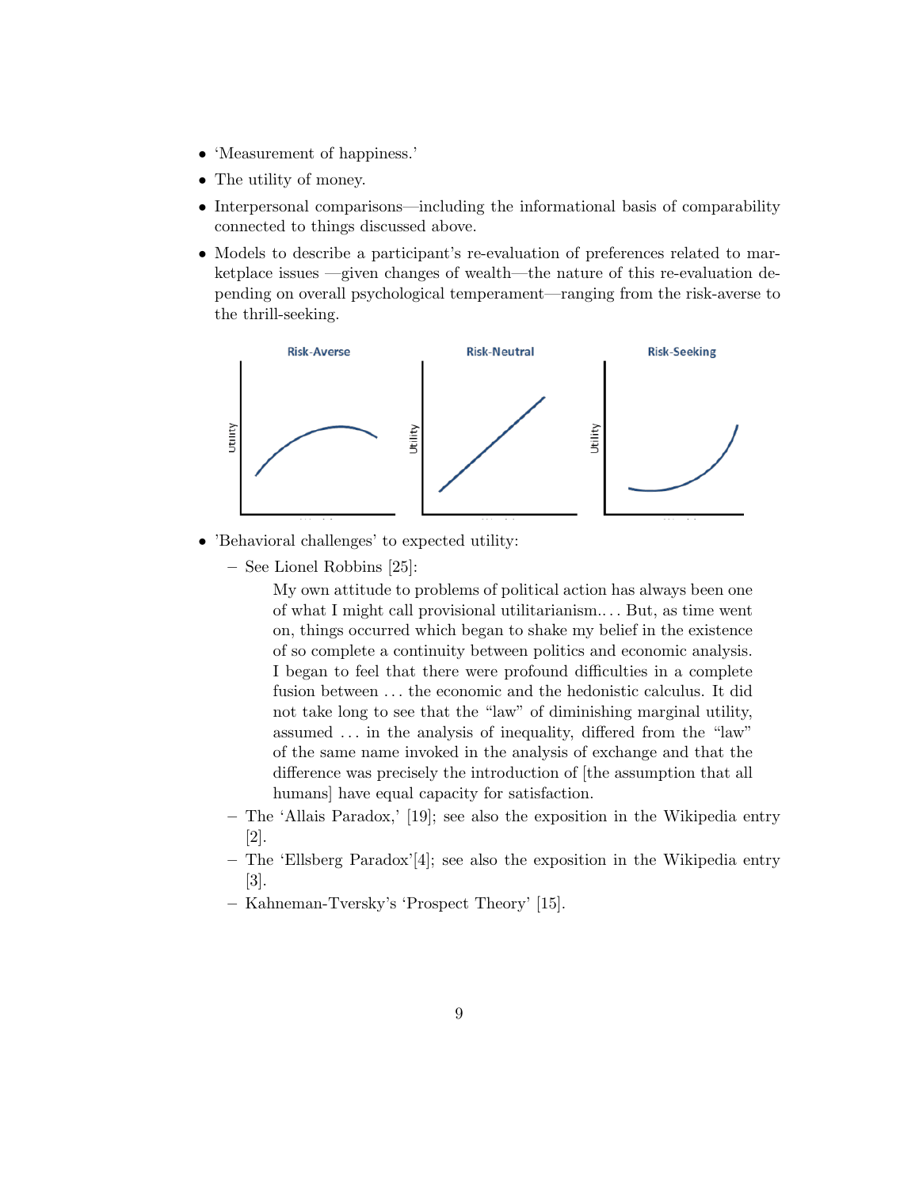- ‘Measurement of happiness.’
- The utility of money.
- Interpersonal comparisons—including the informational basis of comparability connected to things discussed above.
- Models to describe a participant’s re-evaluation of preferences related to marketplace issues —given changes of wealth—the nature of this re-evaluation depending on overall psychological temperament—ranging from the risk-averse to the thrill-seeking.

- ’Behavioral challenges’ to expected utility:
  - See Lionel Robbins [25]:

    > My own attitude to problems of political action has always been one of what I might call provisional utilitarianism.... But, as time went on, things occurred which began to shake my belief in the existence of so complete a continuity between politics and economic analysis. I began to feel that there were profound difficulties in a complete fusion between ... the economic and the hedonistic calculus. It did not take long to see that the “law” of diminishing marginal utility, assumed ... in the analysis of inequality, differed from the “law” of the same name invoked in the analysis of exchange and that the difference was precisely the introduction of [the assumption that all humans] have equal capacity for satisfaction.

  - The ‘Allais Paradox,’ [19]; see also the exposition in the Wikipedia entry [2].
  - The ‘Ellsberg Paradox’[4]; see also the exposition in the Wikipedia entry [3].
  - Kahneman-Tversky’s ‘Prospect Theory’ [15].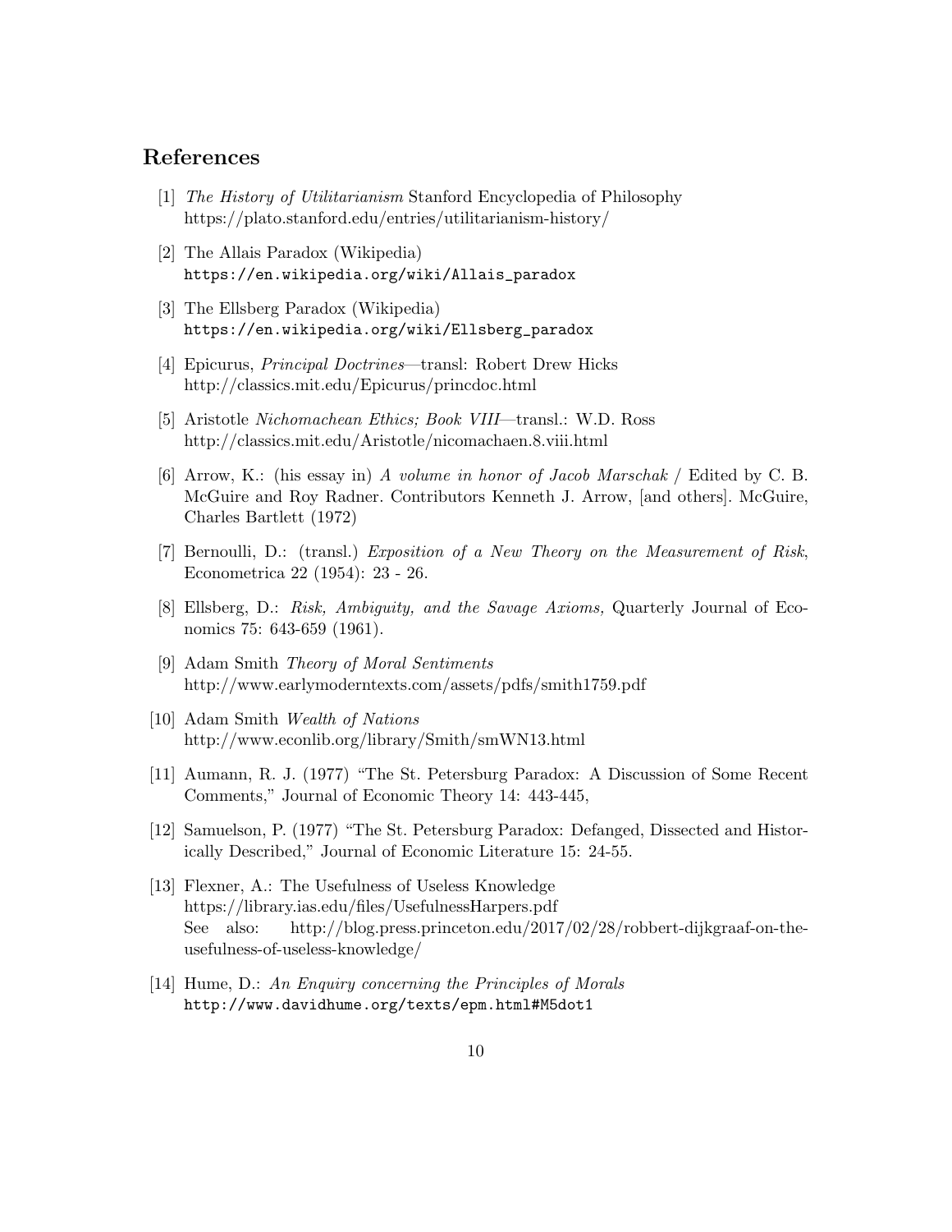## References

[1] *The History of Utilitarianism* Stanford Encyclopedia of Philosophy https://plato.stanford.edu/entries/utilitarianism-history/

[2] The Allais Paradox (Wikipedia) https://en.wikipedia.org/wiki/Allais_paradox

[3] The Ellsberg Paradox (Wikipedia) https://en.wikipedia.org/wiki/Ellsberg_paradox

[4] Epicurus, *Principal Doctrines*—transl: Robert Drew Hicks http://classics.mit.edu/Epicurus/princdoc.html

[5] Aristotle *Nichomachean Ethics; Book VIII*—transl.: W.D. Ross http://classics.mit.edu/Aristotle/nicomachaen.8.viii.html

[6] Arrow, K.: (his essay in) *A volume in honor of Jacob Marschak* / Edited by C. B. McGuire and Roy Radner. Contributors Kenneth J. Arrow, [and others]. McGuire, Charles Bartlett (1972)

[7] Bernoulli, D.: (transl.) *Exposition of a New Theory on the Measurement of Risk*, Econometrica 22 (1954): 23 - 26.

[8] Ellsberg, D.: *Risk, Ambiguity, and the Savage Axioms,* Quarterly Journal of Economics 75: 643-659 (1961).

[9] Adam Smith *Theory of Moral Sentiments* http://www.earlymoderntexts.com/assets/pdfs/smith1759.pdf

[10] Adam Smith *Wealth of Nations* http://www.econlib.org/library/Smith/smWN13.html

[11] Aumann, R. J. (1977) "The St. Petersburg Paradox: A Discussion of Some Recent Comments," Journal of Economic Theory 14: 443-445,

[12] Samuelson, P. (1977) "The St. Petersburg Paradox: Defanged, Dissected and Historically Described," Journal of Economic Literature 15: 24-55.

[13] Flexner, A.: The Usefulness of Useless Knowledge https://library.ias.edu/files/UsefulnessHarpers.pdf
See also: http://blog.press.princeton.edu/2017/02/28/robbert-dijkgraaf-on-the-usefulness-of-useless-knowledge/

[14] Hume, D.: *An Enquiry concerning the Principles of Morals* http://www.davidhume.org/texts/epm.html#M5dot1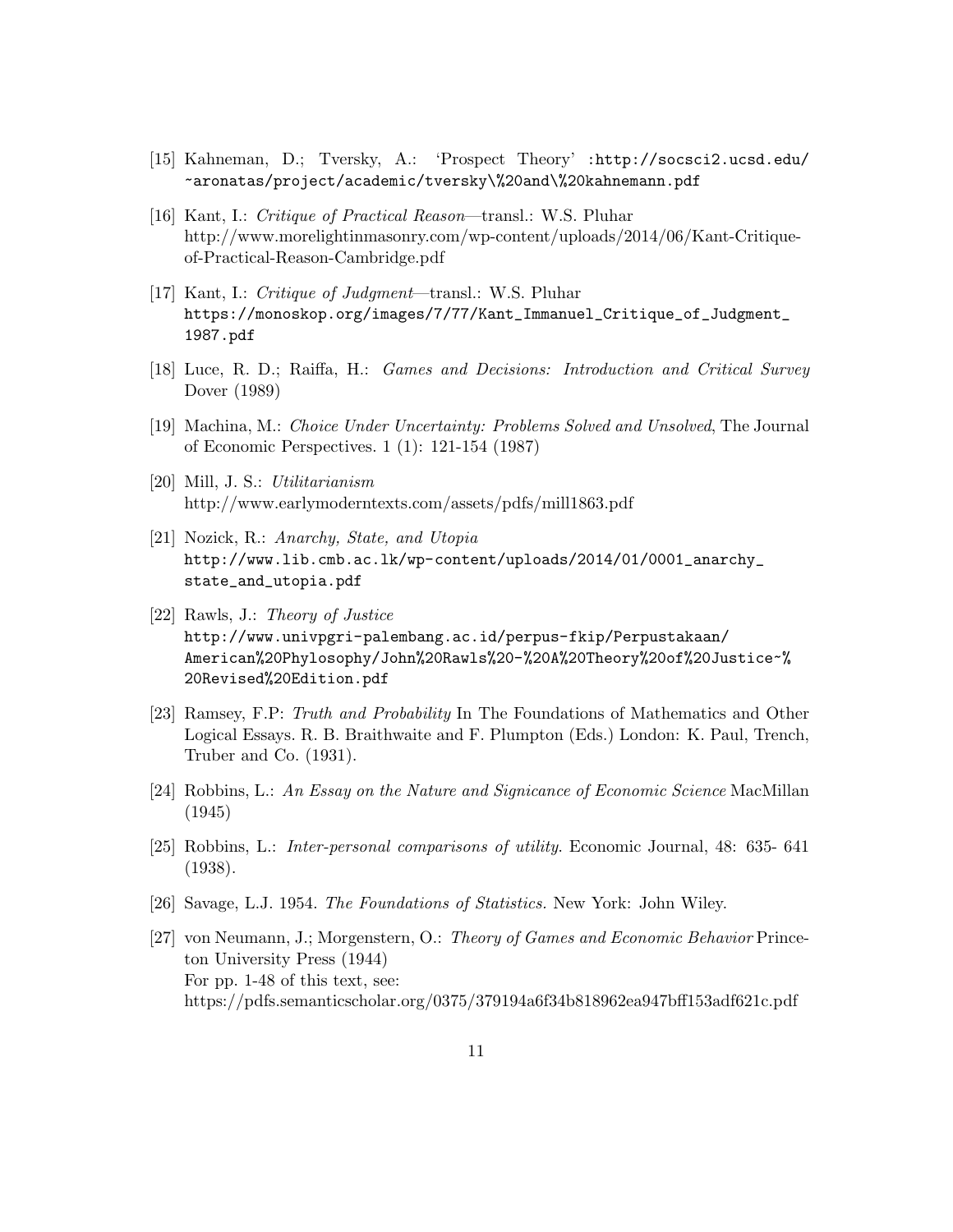[15] Kahneman, D.; Tversky, A.: 'Prospect Theory' :http://socsci2.ucsd.edu/~aronatas/project/academic/tversky\%20and\%20kahnemann.pdf

[16] Kant, I.: *Critique of Practical Reason*—transl.: W.S. Pluhar http://www.morelightinmasonry.com/wp-content/uploads/2014/06/Kant-Critique-of-Practical-Reason-Cambridge.pdf

[17] Kant, I.: *Critique of Judgment*—transl.: W.S. Pluhar https://monoskop.org/images/7/77/Kant_Immanuel_Critique_of_Judgment_1987.pdf

[18] Luce, R. D.; Raiffa, H.: *Games and Decisions: Introduction and Critical Survey* Dover (1989)

[19] Machina, M.: *Choice Under Uncertainty: Problems Solved and Unsolved*, The Journal of Economic Perspectives. 1 (1): 121-154 (1987)

[20] Mill, J. S.: *Utilitarianism* http://www.earlymoderntexts.com/assets/pdfs/mill1863.pdf

[21] Nozick, R.: *Anarchy, State, and Utopia* http://www.lib.cmb.ac.lk/wp-content/uploads/2014/01/0001_anarchy_state_and_utopia.pdf

[22] Rawls, J.: *Theory of Justice* http://www.univpgri-palembang.ac.id/perpus-fkip/Perpustakaan/American%20Phylosophy/John%20Rawls%20-%20A%20Theory%20of%20Justice~%20Revised%20Edition.pdf

[23] Ramsey, F.P: *Truth and Probability* In The Foundations of Mathematics and Other Logical Essays. R. B. Braithwaite and F. Plumpton (Eds.) London: K. Paul, Trench, Truber and Co. (1931).

[24] Robbins, L.: *An Essay on the Nature and Signicance of Economic Science* MacMillan (1945)

[25] Robbins, L.: *Inter-personal comparisons of utility*. Economic Journal, 48: 635- 641 (1938).

[26] Savage, L.J. 1954. *The Foundations of Statistics.* New York: John Wiley.

[27] von Neumann, J.; Morgenstern, O.: *Theory of Games and Economic Behavior* Princeton University Press (1944)
For pp. 1-48 of this text, see:
https://pdfs.semanticscholar.org/0375/379194a6f34b818962ea947bff153adf621c.pdf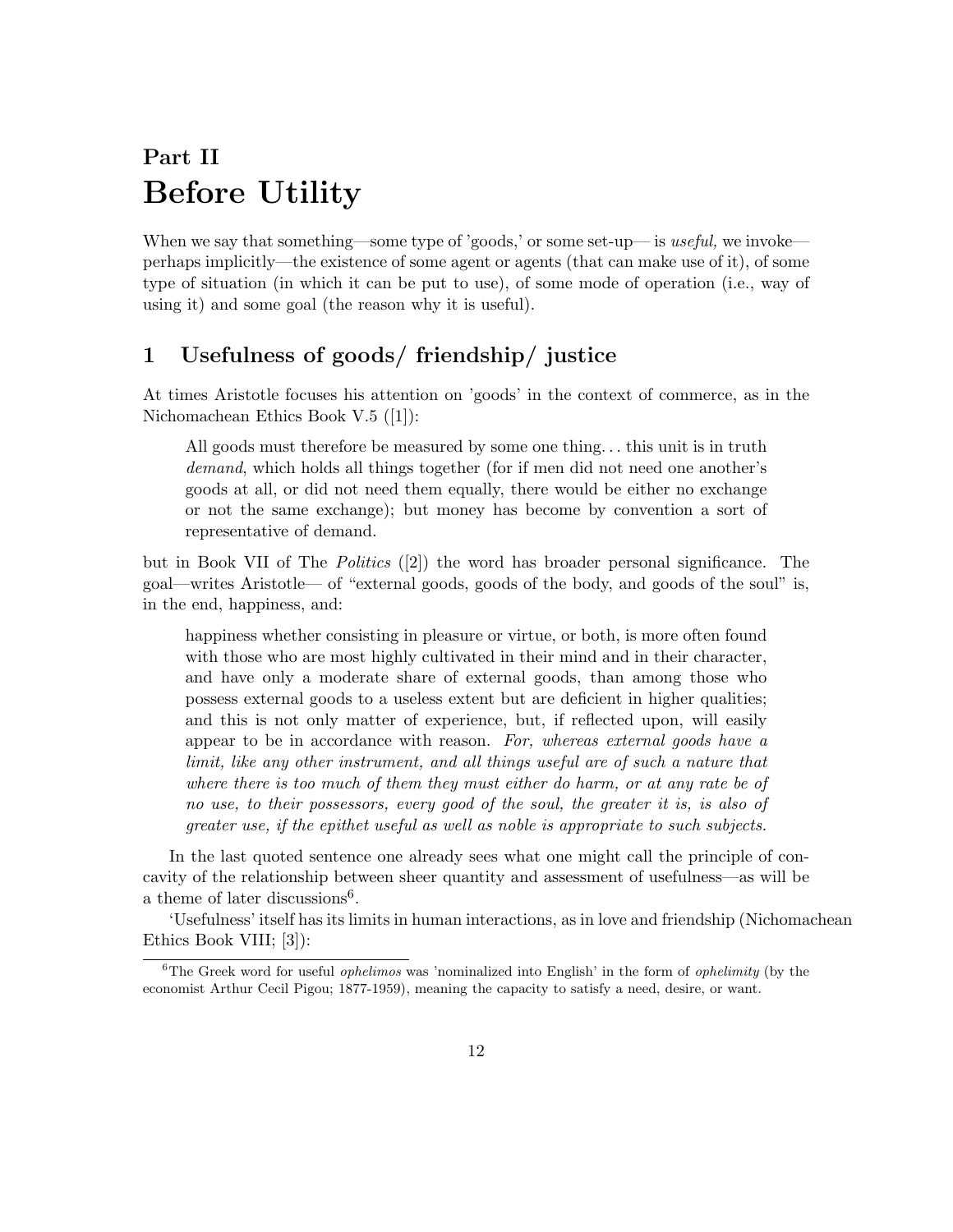# Part II
# Before Utility

When we say that something—some type of 'goods,' or some set-up— is *useful,* we invoke—perhaps implicitly—the existence of some agent or agents (that can make use of it), of some type of situation (in which it can be put to use), of some mode of operation (i.e., way of using it) and some goal (the reason why it is useful).

## 1 Usefulness of goods/ friendship/ justice

At times Aristotle focuses his attention on 'goods' in the context of commerce, as in the Nichomachean Ethics Book V.5 ([1]):

> All goods must therefore be measured by some one thing... this unit is in truth *demand*, which holds all things together (for if men did not need one another's goods at all, or did not need them equally, there would be either no exchange or not the same exchange); but money has become by convention a sort of representative of demand.

but in Book VII of The *Politics* ([2]) the word has broader personal significance. The goal—writes Aristotle— of "external goods, goods of the body, and goods of the soul" is, in the end, happiness, and:

> happiness whether consisting in pleasure or virtue, or both, is more often found with those who are most highly cultivated in their mind and in their character, and have only a moderate share of external goods, than among those who possess external goods to a useless extent but are deficient in higher qualities; and this is not only matter of experience, but, if reflected upon, will easily appear to be in accordance with reason. *For, whereas external goods have a limit, like any other instrument, and all things useful are of such a nature that where there is too much of them they must either do harm, or at any rate be of no use, to their possessors, every good of the soul, the greater it is, is also of greater use, if the epithet useful as well as noble is appropriate to such subjects.*

In the last quoted sentence one already sees what one might call the principle of concavity of the relationship between sheer quantity and assessment of usefulness—as will be a theme of later discussions[6].

'Usefulness' itself has its limits in human interactions, as in love and friendship (Nichomachean Ethics Book VIII; [3]):

---

[6]The Greek word for useful *ophelimos* was 'nominalized into English' in the form of *ophelimity* (by the economist Arthur Cecil Pigou; 1877-1959), meaning the capacity to satisfy a need, desire, or want.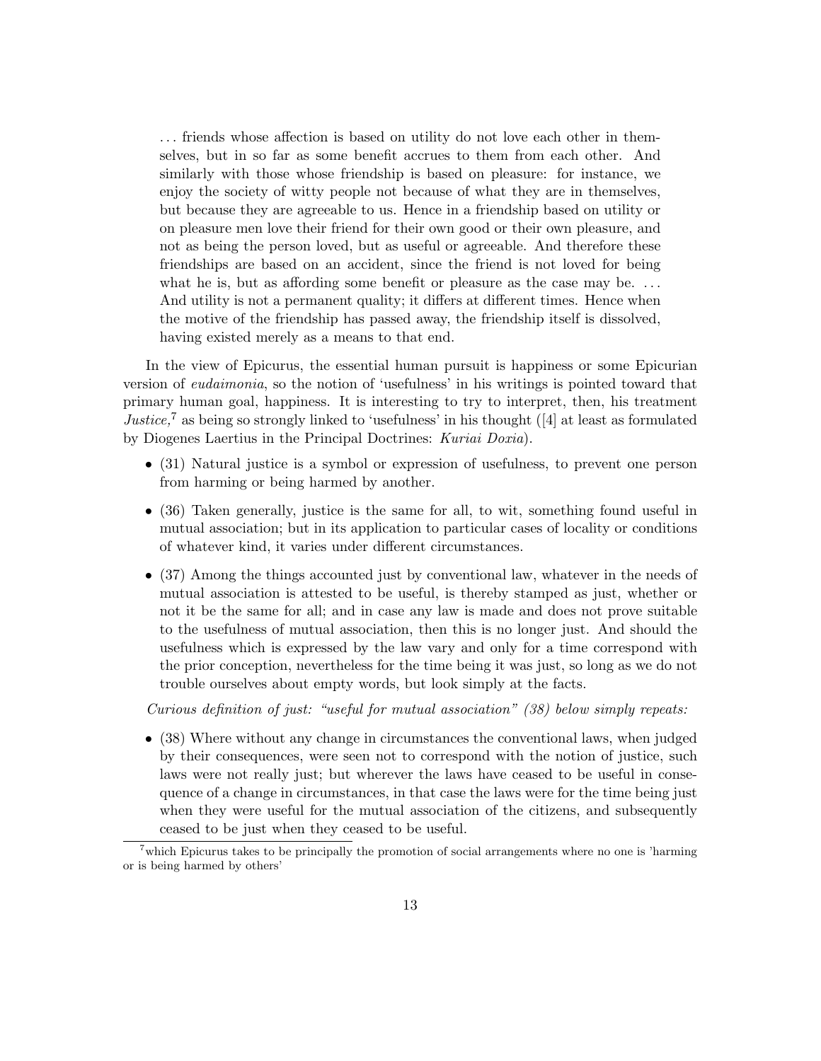> . . . friends whose affection is based on utility do not love each other in themselves, but in so far as some benefit accrues to them from each other. And similarly with those whose friendship is based on pleasure: for instance, we enjoy the society of witty people not because of what they are in themselves, but because they are agreeable to us. Hence in a friendship based on utility or on pleasure men love their friend for their own good or their own pleasure, and not as being the person loved, but as useful or agreeable. And therefore these friendships are based on an accident, since the friend is not loved for being what he is, but as affording some benefit or pleasure as the case may be. . . . And utility is not a permanent quality; it differs at different times. Hence when the motive of the friendship has passed away, the friendship itself is dissolved, having existed merely as a means to that end.

In the view of Epicurus, the essential human pursuit is happiness or some Epicurian version of *eudaimonia*, so the notion of 'usefulness' in his writings is pointed toward that primary human goal, happiness. It is interesting to try to interpret, then, his treatment *Justice,*[7] as being so strongly linked to 'usefulness' in his thought ([4] at least as formulated by Diogenes Laertius in the Principal Doctrines: *Kuriai Doxia*).

- (31) Natural justice is a symbol or expression of usefulness, to prevent one person from harming or being harmed by another.
- (36) Taken generally, justice is the same for all, to wit, something found useful in mutual association; but in its application to particular cases of locality or conditions of whatever kind, it varies under different circumstances.
- (37) Among the things accounted just by conventional law, whatever in the needs of mutual association is attested to be useful, is thereby stamped as just, whether or not it be the same for all; and in case any law is made and does not prove suitable to the usefulness of mutual association, then this is no longer just. And should the usefulness which is expressed by the law vary and only for a time correspond with the prior conception, nevertheless for the time being it was just, so long as we do not trouble ourselves about empty words, but look simply at the facts.

*Curious definition of just: "useful for mutual association" (38) below simply repeats:*

- (38) Where without any change in circumstances the conventional laws, when judged by their consequences, were seen not to correspond with the notion of justice, such laws were not really just; but wherever the laws have ceased to be useful in consequence of a change in circumstances, in that case the laws were for the time being just when they were useful for the mutual association of the citizens, and subsequently ceased to be just when they ceased to be useful.

[7] which Epicurus takes to be principally the promotion of social arrangements where no one is 'harming or is being harmed by others'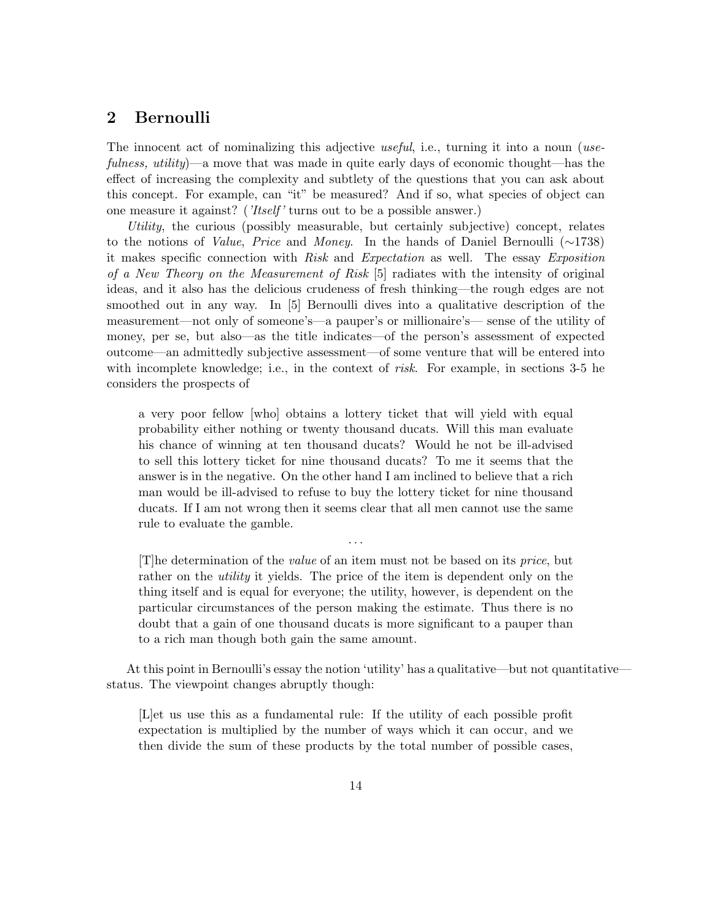## 2 Bernoulli

The innocent act of nominalizing this adjective *useful*, i.e., turning it into a noun (*usefulness, utility*)—a move that was made in quite early days of economic thought—has the effect of increasing the complexity and subtlety of the questions that you can ask about this concept. For example, can "it" be measured? And if so, what species of object can one measure it against? (*'Itself'* turns out to be a possible answer.)

*Utility*, the curious (possibly measurable, but certainly subjective) concept, relates to the notions of *Value*, *Price* and *Money*. In the hands of Daniel Bernoulli (∼1738) it makes specific connection with *Risk* and *Expectation* as well. The essay *Exposition of a New Theory on the Measurement of Risk* [5] radiates with the intensity of original ideas, and it also has the delicious crudeness of fresh thinking—the rough edges are not smoothed out in any way. In [5] Bernoulli dives into a qualitative description of the measurement—not only of someone's—a pauper's or millionaire's— sense of the utility of money, per se, but also—as the title indicates—of the person's assessment of expected outcome—an admittedly subjective assessment—of some venture that will be entered into with incomplete knowledge; i.e., in the context of *risk*. For example, in sections 3-5 he considers the prospects of

> a very poor fellow [who] obtains a lottery ticket that will yield with equal probability either nothing or twenty thousand ducats. Will this man evaluate his chance of winning at ten thousand ducats? Would he not be ill-advised to sell this lottery ticket for nine thousand ducats? To me it seems that the answer is in the negative. On the other hand I am inclined to believe that a rich man would be ill-advised to refuse to buy the lottery ticket for nine thousand ducats. If I am not wrong then it seems clear that all men cannot use the same rule to evaluate the gamble.
>
> . . .
>
> [T]he determination of the *value* of an item must not be based on its *price*, but rather on the *utility* it yields. The price of the item is dependent only on the thing itself and is equal for everyone; the utility, however, is dependent on the particular circumstances of the person making the estimate. Thus there is no doubt that a gain of one thousand ducats is more significant to a pauper than to a rich man though both gain the same amount.

At this point in Bernoulli's essay the notion 'utility' has a qualitative—but not quantitative—status. The viewpoint changes abruptly though:

> [L]et us use this as a fundamental rule: If the utility of each possible profit expectation is multiplied by the number of ways which it can occur, and we then divide the sum of these products by the total number of possible cases,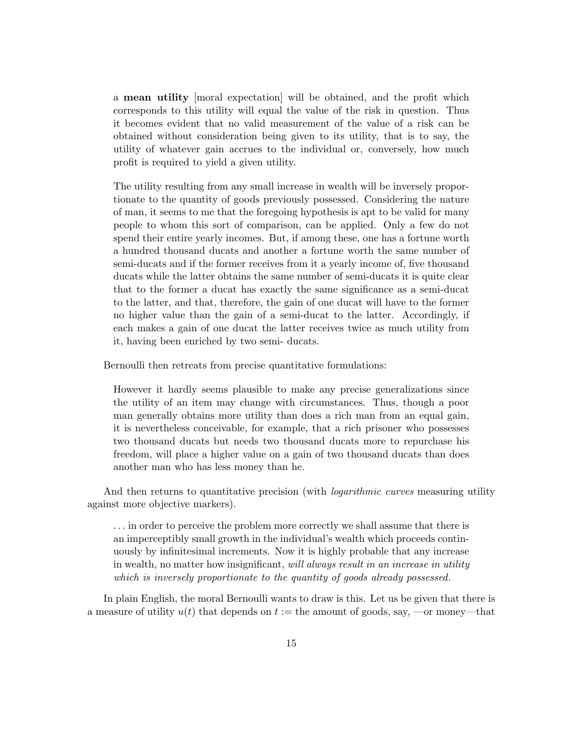> a **mean utility** [moral expectation] will be obtained, and the profit which corresponds to this utility will equal the value of the risk in question. Thus it becomes evident that no valid measurement of the value of a risk can be obtained without consideration being given to its utility, that is to say, the utility of whatever gain accrues to the individual or, conversely, how much profit is required to yield a given utility.
>
> The utility resulting from any small increase in wealth will be inversely proportionate to the quantity of goods previously possessed. Considering the nature of man, it seems to me that the foregoing hypothesis is apt to be valid for many people to whom this sort of comparison, can be applied. Only a few do not spend their entire yearly incomes. But, if among these, one has a fortune worth a hundred thousand ducats and another a fortune worth the same number of semi-ducats and if the former receives from it a yearly income of, five thousand ducats while the latter obtains the same number of semi-ducats it is quite clear that to the former a ducat has exactly the same significance as a semi-ducat to the latter, and that, therefore, the gain of one ducat will have to the former no higher value than the gain of a semi-ducat to the latter. Accordingly, if each makes a gain of one ducat the latter receives twice as much utility from it, having been enriched by two semi- ducats.

Bernoulli then retreats from precise quantitative formulations:

> However it hardly seems plausible to make any precise generalizations since the utility of an item may change with circumstances. Thus, though a poor man generally obtains more utility than does a rich man from an equal gain, it is nevertheless conceivable, for example, that a rich prisoner who possesses two thousand ducats but needs two thousand ducats more to repurchase his freedom, will place a higher value on a gain of two thousand ducats than does another man who has less money than he.

And then returns to quantitative precision (with *logarithmic curves* measuring utility against more objective markers).

> . . . in order to perceive the problem more correctly we shall assume that there is an imperceptibly small growth in the individual's wealth which proceeds continuously by infinitesimal increments. Now it is highly probable that any increase in wealth, no matter how insignificant, *will always result in an increase in utility which is inversely proportionate to the quantity of goods already possessed.*

In plain English, the moral Bernoulli wants to draw is this. Let us be given that there is a measure of utility $u(t)$ that depends on $t :=$ the amount of goods, say, —or money—that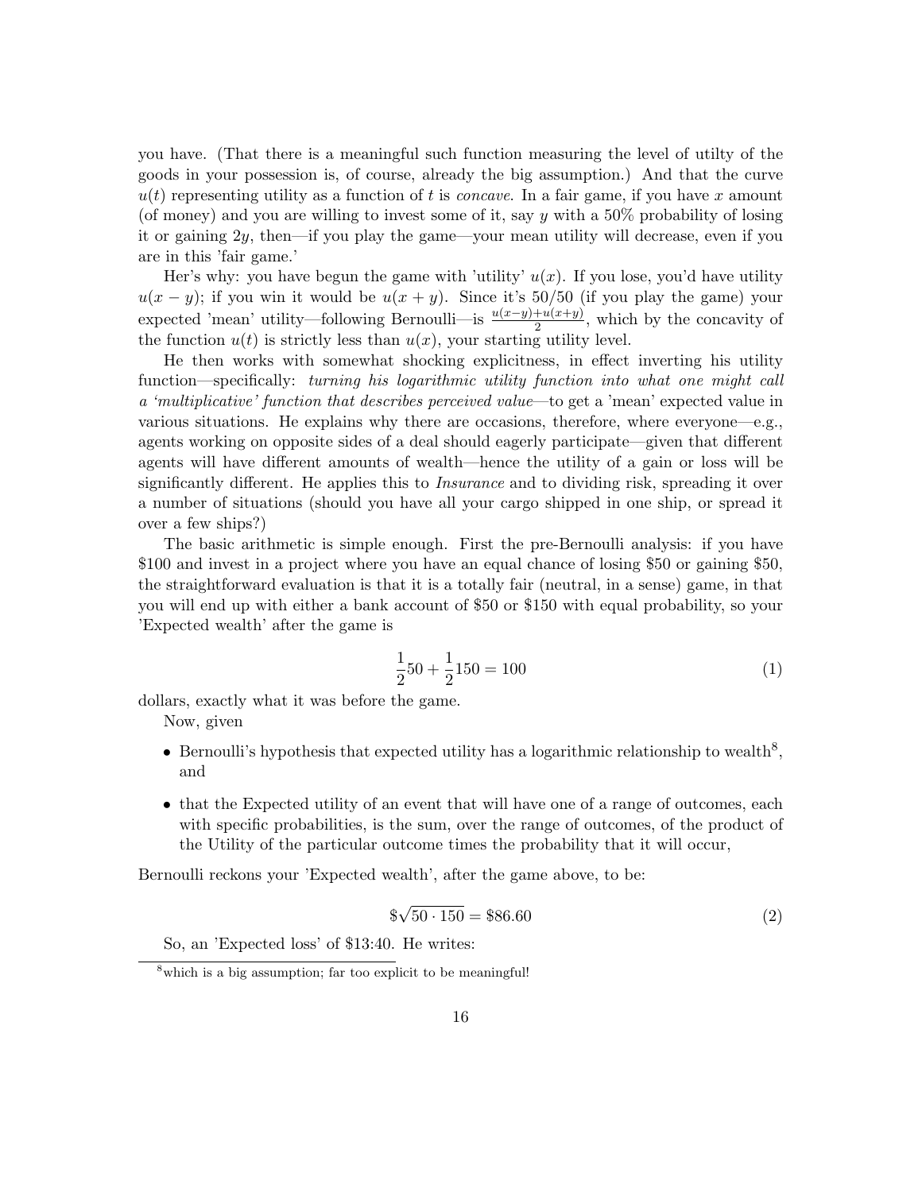you have. (That there is a meaningful such function measuring the level of utilty of the goods in your possession is, of course, already the big assumption.) And that the curve $u(t)$ representing utility as a function of $t$ is *concave*. In a fair game, if you have $x$ amount (of money) and you are willing to invest some of it, say $y$ with a 50% probability of losing it or gaining $2y$, then—if you play the game—your mean utility will decrease, even if you are in this 'fair game.'

Her's why: you have begun the game with 'utility' $u(x)$. If you lose, you'd have utility $u(x-y)$; if you win it would be $u(x+y)$. Since it's 50/50 (if you play the game) your expected 'mean' utility—following Bernoulli—is $\frac{u(x-y)+u(x+y)}{2}$, which by the concavity of the function $u(t)$ is strictly less than $u(x)$, your starting utility level.

He then works with somewhat shocking explicitness, in effect inverting his utility function—specifically: *turning his logarithmic utility function into what one might call a 'multiplicative' function that describes perceived value*—to get a 'mean' expected value in various situations. He explains why there are occasions, therefore, where everyone—e.g., agents working on opposite sides of a deal should eagerly participate—given that different agents will have different amounts of wealth—hence the utility of a gain or loss will be significantly different. He applies this to *Insurance* and to dividing risk, spreading it over a number of situations (should you have all your cargo shipped in one ship, or spread it over a few ships?)

The basic arithmetic is simple enough. First the pre-Bernoulli analysis: if you have \$100 and invest in a project where you have an equal chance of losing \$50 or gaining \$50, the straightforward evaluation is that it is a totally fair (neutral, in a sense) game, in that you will end up with either a bank account of \$50 or \$150 with equal probability, so your 'Expected wealth' after the game is

$$\frac{1}{2}50 + \frac{1}{2}150 = 100 \tag{1}$$

dollars, exactly what it was before the game.

Now, given

- Bernoulli's hypothesis that expected utility has a logarithmic relationship to wealth[8], and
- that the Expected utility of an event that will have one of a range of outcomes, each with specific probabilities, is the sum, over the range of outcomes, of the product of the Utility of the particular outcome times the probability that it will occur,

Bernoulli reckons your 'Expected wealth', after the game above, to be:

$$\$\sqrt{50 \cdot 150} = \$86.60 \tag{2}$$

So, an 'Expected loss' of \$13:40. He writes:

[8] which is a big assumption; far too explicit to be meaningful!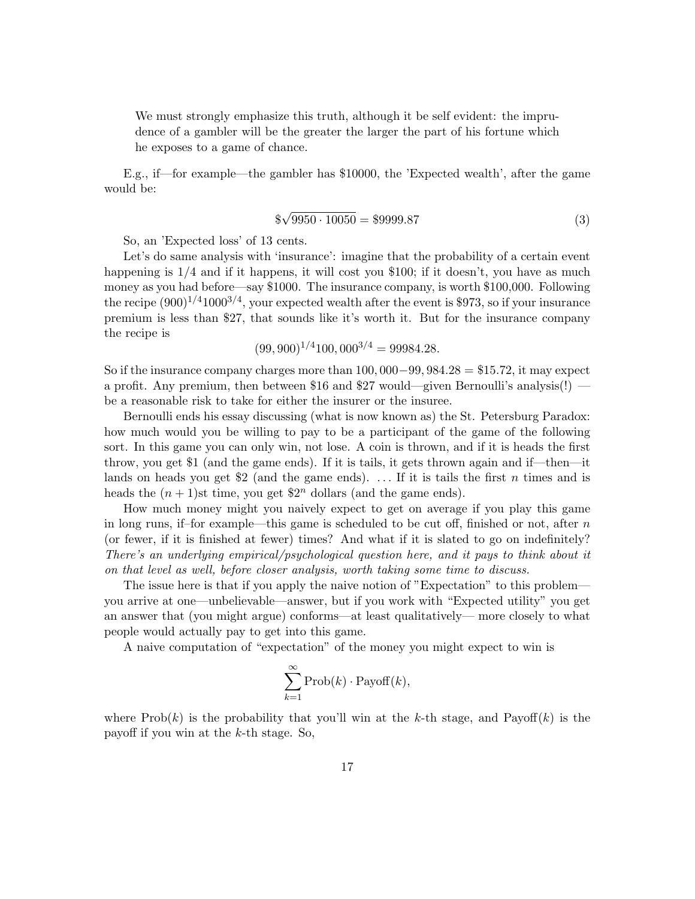> We must strongly emphasize this truth, although it be self evident: the imprudence of a gambler will be the greater the larger the part of his fortune which he exposes to a game of chance.

E.g., if—for example—the gambler has \$10000, the 'Expected wealth', after the game would be:

$$\$\sqrt{9950 \cdot 10050} = \$9999.87 \tag{3}$$

So, an 'Expected loss' of 13 cents.

Let's do same analysis with 'insurance': imagine that the probability of a certain event happening is 1/4 and if it happens, it will cost you \$100; if it doesn't, you have as much money as you had before—say \$1000. The insurance company, is worth \$100,000. Following the recipe $(900)^{1/4}1000^{3/4}$, your expected wealth after the event is \$973, so if your insurance premium is less than \$27, that sounds like it's worth it. But for the insurance company the recipe is

$$(99,900)^{1/4}100,000^{3/4} = 99984.28.$$

So if the insurance company charges more than $100,000 - 99,984.28 = \$15.72$, it may expect a profit. Any premium, then between \$16 and \$27 would—given Bernoulli's analysis(!) — be a reasonable risk to take for either the insurer or the insuree.

Bernoulli ends his essay discussing (what is now known as) the St. Petersburg Paradox: how much would you be willing to pay to be a participant of the game of the following sort. In this game you can only win, not lose. A coin is thrown, and if it is heads the first throw, you get \$1 (and the game ends). If it is tails, it gets thrown again and if—then—it lands on heads you get \$2 (and the game ends). ... If it is tails the first $n$ times and is heads the $(n+1)$st time, you get $\$2^n$ dollars (and the game ends).

How much money might you naively expect to get on average if you play this game in long runs, if–for example—this game is scheduled to be cut off, finished or not, after $n$ (or fewer, if it is finished at fewer) times? And what if it is slated to go on indefinitely? *There's an underlying empirical/psychological question here, and it pays to think about it on that level as well, before closer analysis, worth taking some time to discuss.*

The issue here is that if you apply the naive notion of "Expectation" to this problem—you arrive at one—unbelievable—answer, but if you work with "Expected utility" you get an answer that (you might argue) conforms—at least qualitatively— more closely to what people would actually pay to get into this game.

A naive computation of "expectation" of the money you might expect to win is

$$\sum_{k=1}^{\infty} \text{Prob}(k) \cdot \text{Payoff}(k),$$

where $\text{Prob}(k)$ is the probability that you'll win at the $k$-th stage, and $\text{Payoff}(k)$ is the payoff if you win at the $k$-th stage. So,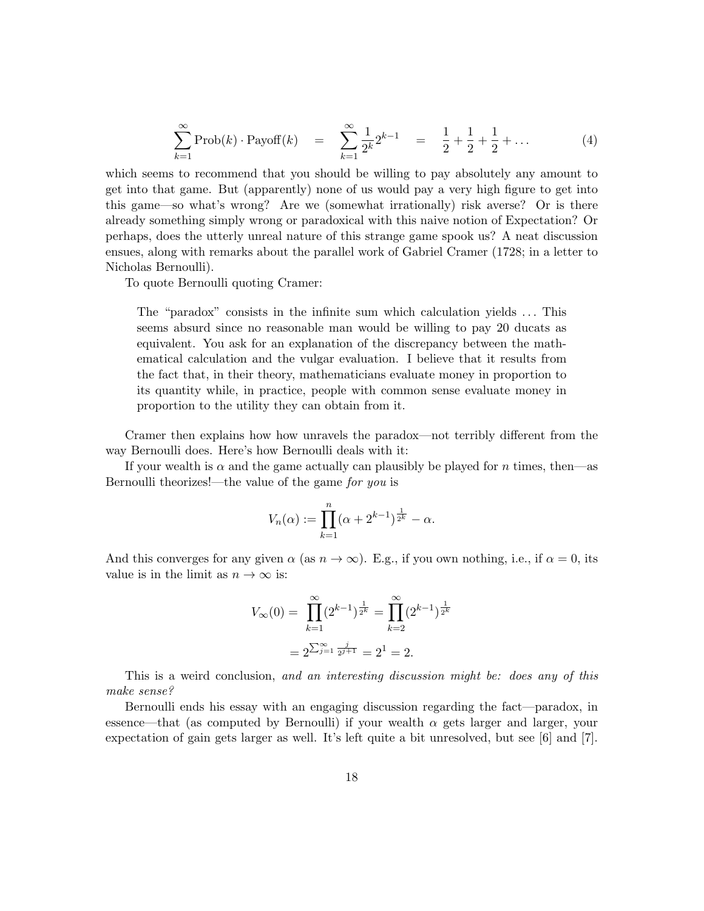$$\sum_{k=1}^{\infty} \text{Prob}(k) \cdot \text{Payoff}(k) \quad = \quad \sum_{k=1}^{\infty} \frac{1}{2^k} 2^{k-1} \quad = \quad \frac{1}{2} + \frac{1}{2} + \frac{1}{2} + \dots \tag{4}$$

which seems to recommend that you should be willing to pay absolutely any amount to get into that game. But (apparently) none of us would pay a very high figure to get into this game—so what's wrong? Are we (somewhat irrationally) risk averse? Or is there already something simply wrong or paradoxical with this naive notion of Expectation? Or perhaps, does the utterly unreal nature of this strange game spook us? A neat discussion ensues, along with remarks about the parallel work of Gabriel Cramer (1728; in a letter to Nicholas Bernoulli).

To quote Bernoulli quoting Cramer:

> The "paradox" consists in the infinite sum which calculation yields ... This seems absurd since no reasonable man would be willing to pay 20 ducats as equivalent. You ask for an explanation of the discrepancy between the mathematical calculation and the vulgar evaluation. I believe that it results from the fact that, in their theory, mathematicians evaluate money in proportion to its quantity while, in practice, people with common sense evaluate money in proportion to the utility they can obtain from it.

Cramer then explains how how unravels the paradox—not terribly different from the way Bernoulli does. Here's how Bernoulli deals with it:

If your wealth is $\alpha$ and the game actually can plausibly be played for $n$ times, then—as Bernoulli theorizes!—the value of the game *for you* is

$$V_n(\alpha) := \prod_{k=1}^{n} (\alpha + 2^{k-1})^{\frac{1}{2^k}} - \alpha.$$

And this converges for any given $\alpha$ (as $n \to \infty$). E.g., if you own nothing, i.e., if $\alpha = 0$, its value is in the limit as $n \to \infty$ is:

$$V_\infty(0) = \prod_{k=1}^{\infty} (2^{k-1})^{\frac{1}{2^k}} = \prod_{k=2}^{\infty} (2^{k-1})^{\frac{1}{2^k}}$$
$$= 2^{\sum_{j=1}^{\infty} \frac{j}{2^{j+1}}} = 2^1 = 2.$$

This is a weird conclusion, *and an interesting discussion might be: does any of this make sense?*

Bernoulli ends his essay with an engaging discussion regarding the fact—paradox, in essence—that (as computed by Bernoulli) if your wealth $\alpha$ gets larger and larger, your expectation of gain gets larger as well. It's left quite a bit unresolved, but see [6] and [7].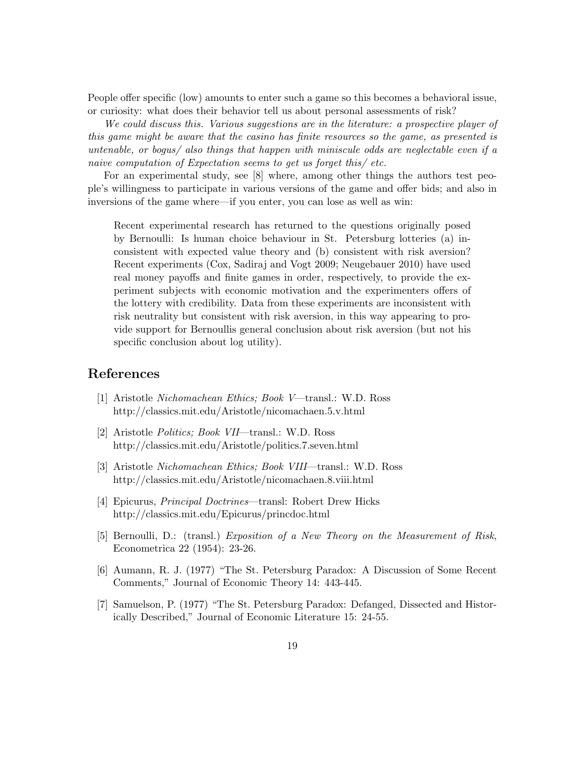People offer specific (low) amounts to enter such a game so this becomes a behavioral issue, or curiosity: what does their behavior tell us about personal assessments of risk?

*We could discuss this. Various suggestions are in the literature: a prospective player of this game might be aware that the casino has finite resources so the game, as presented is untenable, or bogus/ also things that happen with miniscule odds are neglectable even if a naive computation of Expectation seems to get us forget this/ etc.*

For an experimental study, see [8] where, among other things the authors test people's willingness to participate in various versions of the game and offer bids; and also in inversions of the game where—if you enter, you can lose as well as win:

> Recent experimental research has returned to the questions originally posed by Bernoulli: Is human choice behaviour in St. Petersburg lotteries (a) inconsistent with expected value theory and (b) consistent with risk aversion? Recent experiments (Cox, Sadiraj and Vogt 2009; Neugebauer 2010) have used real money payoffs and finite games in order, respectively, to provide the experiment subjects with economic motivation and the experimenters offers of the lottery with credibility. Data from these experiments are inconsistent with risk neutrality but consistent with risk aversion, in this way appearing to provide support for Bernoullis general conclusion about risk aversion (but not his specific conclusion about log utility).

## References

[1] Aristotle *Nichomachean Ethics; Book V*—transl.: W.D. Ross http://classics.mit.edu/Aristotle/nicomachaen.5.v.html

[2] Aristotle *Politics; Book VII*—transl.: W.D. Ross http://classics.mit.edu/Aristotle/politics.7.seven.html

[3] Aristotle *Nichomachean Ethics; Book VIII*—transl.: W.D. Ross http://classics.mit.edu/Aristotle/nicomachaen.8.viii.html

[4] Epicurus, *Principal Doctrines*—transl: Robert Drew Hicks http://classics.mit.edu/Epicurus/princdoc.html

[5] Bernoulli, D.: (transl.) *Exposition of a New Theory on the Measurement of Risk*, Econometrica 22 (1954): 23-26.

[6] Aumann, R. J. (1977) "The St. Petersburg Paradox: A Discussion of Some Recent Comments," Journal of Economic Theory 14: 443-445.

[7] Samuelson, P. (1977) "The St. Petersburg Paradox: Defanged, Dissected and Historically Described," Journal of Economic Literature 15: 24-55.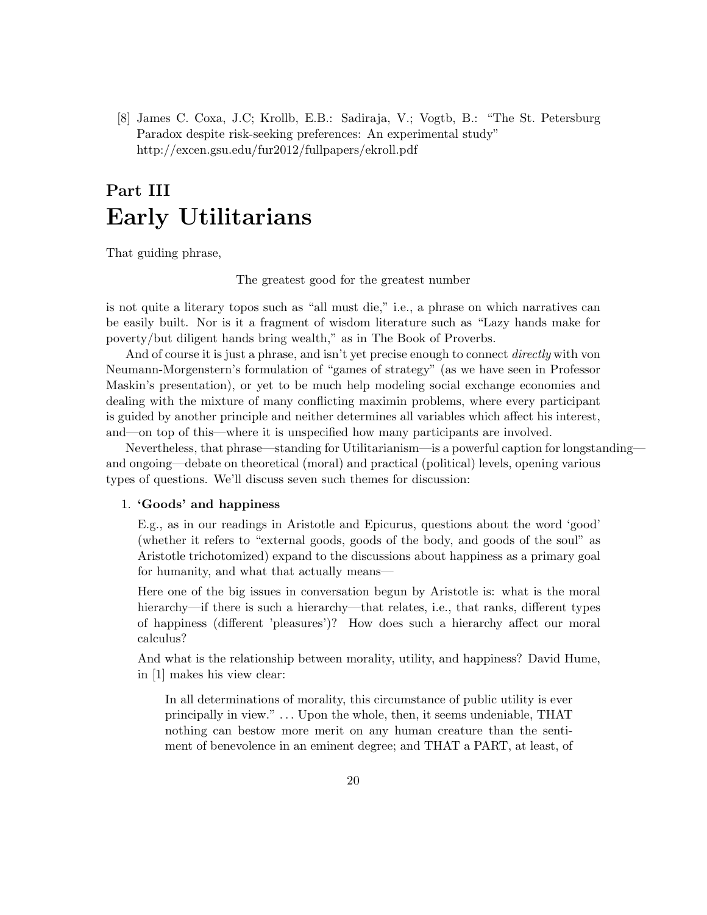[8] James C. Coxa, J.C; Krollb, E.B.: Sadiraja, V.; Vogtb, B.: "The St. Petersburg Paradox despite risk-seeking preferences: An experimental study" http://excen.gsu.edu/fur2012/fullpapers/ekroll.pdf

# Part III
# Early Utilitarians

That guiding phrase,

The greatest good for the greatest number

is not quite a literary topos such as "all must die," i.e., a phrase on which narratives can be easily built. Nor is it a fragment of wisdom literature such as "Lazy hands make for poverty/but diligent hands bring wealth," as in The Book of Proverbs.

And of course it is just a phrase, and isn't yet precise enough to connect *directly* with von Neumann-Morgenstern's formulation of "games of strategy" (as we have seen in Professor Maskin's presentation), or yet to be much help modeling social exchange economies and dealing with the mixture of many conflicting maximin problems, where every participant is guided by another principle and neither determines all variables which affect his interest, and—on top of this—where it is unspecified how many participants are involved.

Nevertheless, that phrase—standing for Utilitarianism—is a powerful caption for longstanding—and ongoing—debate on theoretical (moral) and practical (political) levels, opening various types of questions. We'll discuss seven such themes for discussion:

1. **'Goods' and happiness**

   E.g., as in our readings in Aristotle and Epicurus, questions about the word 'good' (whether it refers to "external goods, goods of the body, and goods of the soul" as Aristotle trichotomized) expand to the discussions about happiness as a primary goal for humanity, and what that actually means—

   Here one of the big issues in conversation begun by Aristotle is: what is the moral hierarchy—if there is such a hierarchy—that relates, i.e., that ranks, different types of happiness (different 'pleasures')? How does such a hierarchy affect our moral calculus?

   And what is the relationship between morality, utility, and happiness? David Hume, in [1] makes his view clear:

   > In all determinations of morality, this circumstance of public utility is ever principally in view." . . . Upon the whole, then, it seems undeniable, THAT nothing can bestow more merit on any human creature than the sentiment of benevolence in an eminent degree; and THAT a PART, at least, of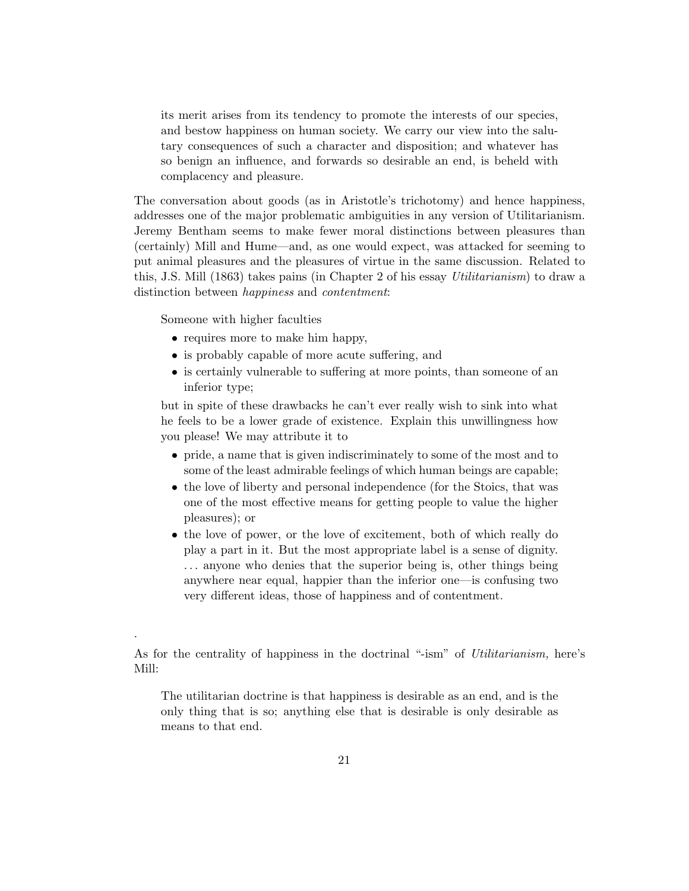> its merit arises from its tendency to promote the interests of our species, and bestow happiness on human society. We carry our view into the salutary consequences of such a character and disposition; and whatever has so benign an influence, and forwards so desirable an end, is beheld with complacency and pleasure.

The conversation about goods (as in Aristotle's trichotomy) and hence happiness, addresses one of the major problematic ambiguities in any version of Utilitarianism. Jeremy Bentham seems to make fewer moral distinctions between pleasures than (certainly) Mill and Hume—and, as one would expect, was attacked for seeming to put animal pleasures and the pleasures of virtue in the same discussion. Related to this, J.S. Mill (1863) takes pains (in Chapter 2 of his essay *Utilitarianism*) to draw a distinction between *happiness* and *contentment*:

> Someone with higher faculties
>
> - requires more to make him happy,
> - is probably capable of more acute suffering, and
> - is certainly vulnerable to suffering at more points, than someone of an inferior type;
>
> but in spite of these drawbacks he can't ever really wish to sink into what he feels to be a lower grade of existence. Explain this unwillingness how you please! We may attribute it to
>
> - pride, a name that is given indiscriminately to some of the most and to some of the least admirable feelings of which human beings are capable;
> - the love of liberty and personal independence (for the Stoics, that was one of the most effective means for getting people to value the higher pleasures); or
> - the love of power, or the love of excitement, both of which really do play a part in it. But the most appropriate label is a sense of dignity. ... anyone who denies that the superior being is, other things being anywhere near equal, happier than the inferior one—is confusing two very different ideas, those of happiness and of contentment.

.

As for the centrality of happiness in the doctrinal "-ism" of *Utilitarianism,* here's Mill:

> The utilitarian doctrine is that happiness is desirable as an end, and is the only thing that is so; anything else that is desirable is only desirable as means to that end.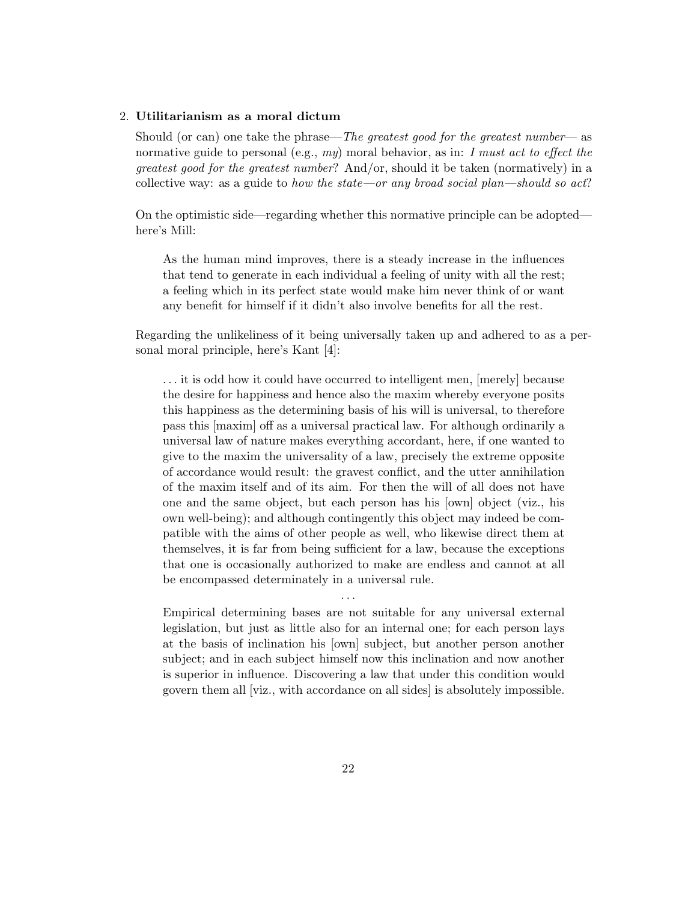2. **Utilitarianism as a moral dictum**

   Should (or can) one take the phrase—*The greatest good for the greatest number*— as normative guide to personal (e.g., *my*) moral behavior, as in: *I must act to effect the greatest good for the greatest number*? And/or, should it be taken (normatively) in a collective way: as a guide to *how the state—or any broad social plan—should so act*?

   On the optimistic side—regarding whether this normative principle can be adopted—here's Mill:

   > As the human mind improves, there is a steady increase in the influences that tend to generate in each individual a feeling of unity with all the rest; a feeling which in its perfect state would make him never think of or want any benefit for himself if it didn't also involve benefits for all the rest.

   Regarding the unlikeliness of it being universally taken up and adhered to as a personal moral principle, here's Kant [4]:

   > ... it is odd how it could have occurred to intelligent men, [merely] because the desire for happiness and hence also the maxim whereby everyone posits this happiness as the determining basis of his will is universal, to therefore pass this [maxim] off as a universal practical law. For although ordinarily a universal law of nature makes everything accordant, here, if one wanted to give to the maxim the universality of a law, precisely the extreme opposite of accordance would result: the gravest conflict, and the utter annihilation of the maxim itself and of its aim. For then the will of all does not have one and the same object, but each person has his [own] object (viz., his own well-being); and although contingently this object may indeed be compatible with the aims of other people as well, who likewise direct them at themselves, it is far from being sufficient for a law, because the exceptions that one is occasionally authorized to make are endless and cannot at all be encompassed determinately in a universal rule.
   >
   > ...
   >
   > Empirical determining bases are not suitable for any universal external legislation, but just as little also for an internal one; for each person lays at the basis of inclination his [own] subject, but another person another subject; and in each subject himself now this inclination and now another is superior in influence. Discovering a law that under this condition would govern them all [viz., with accordance on all sides] is absolutely impossible.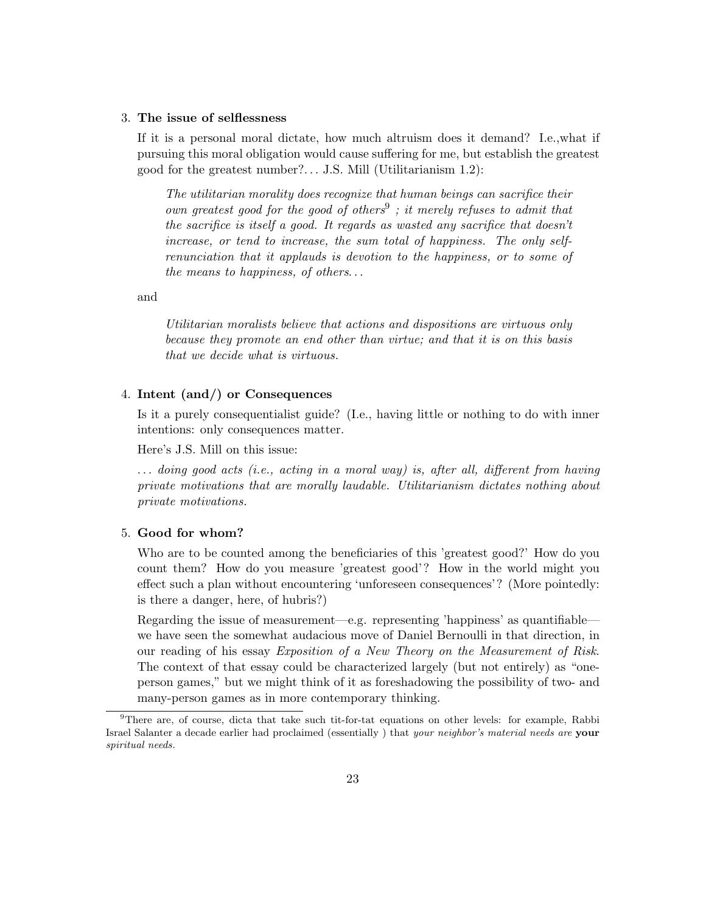3. **The issue of selflessness**

   If it is a personal moral dictate, how much altruism does it demand? I.e.,what if pursuing this moral obligation would cause suffering for me, but establish the greatest good for the greatest number?... J.S. Mill (Utilitarianism 1.2):

   > *The utilitarian morality does recognize that human beings can sacrifice their own greatest good for the good of others*[9] *; it merely refuses to admit that the sacrifice is itself a good. It regards as wasted any sacrifice that doesn't increase, or tend to increase, the sum total of happiness. The only self-renunciation that it applauds is devotion to the happiness, or to some of the means to happiness, of others...*

   and

   > *Utilitarian moralists believe that actions and dispositions are virtuous only because they promote an end other than virtue; and that it is on this basis that we decide what is virtuous.*

4. **Intent (and/) or Consequences**

   Is it a purely consequentialist guide? (I.e., having little or nothing to do with inner intentions: only consequences matter.

   Here's J.S. Mill on this issue:

   *... doing good acts (i.e., acting in a moral way) is, after all, different from having private motivations that are morally laudable. Utilitarianism dictates nothing about private motivations.*

5. **Good for whom?**

   Who are to be counted among the beneficiaries of this 'greatest good?' How do you count them? How do you measure 'greatest good'? How in the world might you effect such a plan without encountering 'unforeseen consequences'? (More pointedly: is there a danger, here, of hubris?)

   Regarding the issue of measurement—e.g. representing 'happiness' as quantifiable—we have seen the somewhat audacious move of Daniel Bernoulli in that direction, in our reading of his essay *Exposition of a New Theory on the Measurement of Risk*. The context of that essay could be characterized largely (but not entirely) as "one-person games," but we might think of it as foreshadowing the possibility of two- and many-person games as in more contemporary thinking.

---

[9] There are, of course, dicta that take such tit-for-tat equations on other levels: for example, Rabbi Israel Salanter a decade earlier had proclaimed (essentially ) that *your neighbor's material needs are* **your** *spiritual needs.*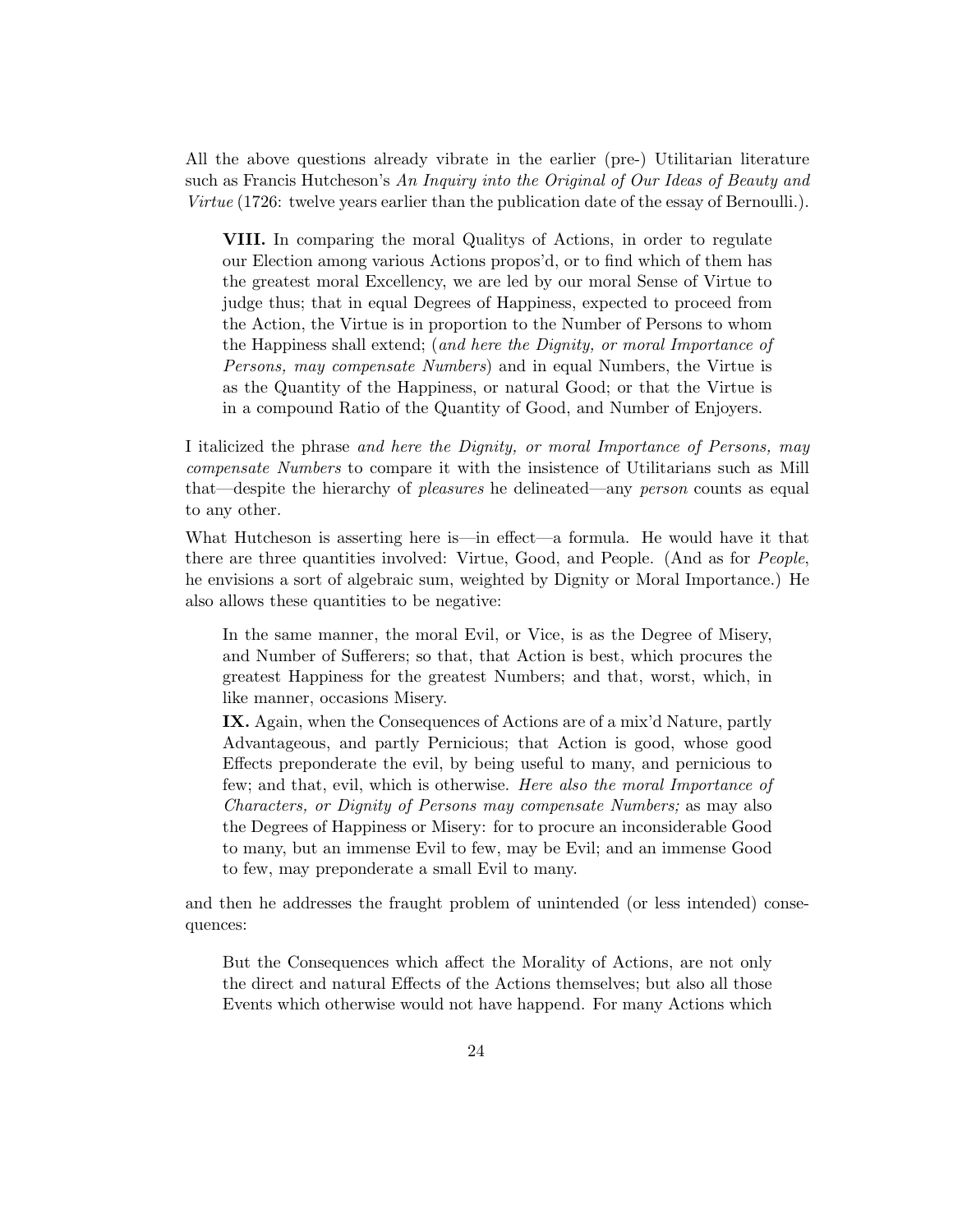All the above questions already vibrate in the earlier (pre-) Utilitarian literature such as Francis Hutcheson's *An Inquiry into the Original of Our Ideas of Beauty and Virtue* (1726: twelve years earlier than the publication date of the essay of Bernoulli.).

> **VIII.** In comparing the moral Qualitys of Actions, in order to regulate our Election among various Actions propos'd, or to find which of them has the greatest moral Excellency, we are led by our moral Sense of Virtue to judge thus; that in equal Degrees of Happiness, expected to proceed from the Action, the Virtue is in proportion to the Number of Persons to whom the Happiness shall extend; (*and here the Dignity, or moral Importance of Persons, may compensate Numbers*) and in equal Numbers, the Virtue is as the Quantity of the Happiness, or natural Good; or that the Virtue is in a compound Ratio of the Quantity of Good, and Number of Enjoyers.

I italicized the phrase *and here the Dignity, or moral Importance of Persons, may compensate Numbers* to compare it with the insistence of Utilitarians such as Mill that—despite the hierarchy of *pleasures* he delineated—any *person* counts as equal to any other.

What Hutcheson is asserting here is—in effect—a formula. He would have it that there are three quantities involved: Virtue, Good, and People. (And as for *People*, he envisions a sort of algebraic sum, weighted by Dignity or Moral Importance.) He also allows these quantities to be negative:

> In the same manner, the moral Evil, or Vice, is as the Degree of Misery, and Number of Sufferers; so that, that Action is best, which procures the greatest Happiness for the greatest Numbers; and that, worst, which, in like manner, occasions Misery.
>
> **IX.** Again, when the Consequences of Actions are of a mix'd Nature, partly Advantageous, and partly Pernicious; that Action is good, whose good Effects preponderate the evil, by being useful to many, and pernicious to few; and that, evil, which is otherwise. *Here also the moral Importance of Characters, or Dignity of Persons may compensate Numbers;* as may also the Degrees of Happiness or Misery: for to procure an inconsiderable Good to many, but an immense Evil to few, may be Evil; and an immense Good to few, may preponderate a small Evil to many.

and then he addresses the fraught problem of unintended (or less intended) consequences:

> But the Consequences which affect the Morality of Actions, are not only the direct and natural Effects of the Actions themselves; but also all those Events which otherwise would not have happend. For many Actions which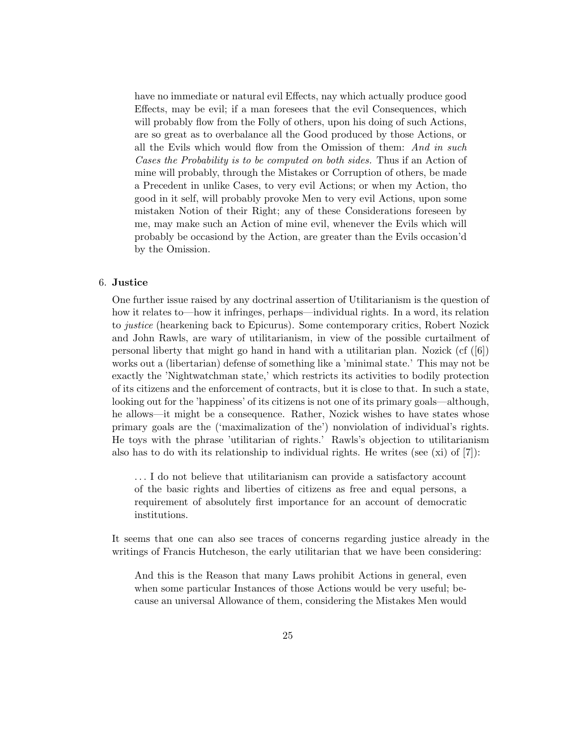have no immediate or natural evil Effects, nay which actually produce good Effects, may be evil; if a man foresees that the evil Consequences, which will probably flow from the Folly of others, upon his doing of such Actions, are so great as to overbalance all the Good produced by those Actions, or all the Evils which would flow from the Omission of them: *And in such Cases the Probability is to be computed on both sides.* Thus if an Action of mine will probably, through the Mistakes or Corruption of others, be made a Precedent in unlike Cases, to very evil Actions; or when my Action, tho good in it self, will probably provoke Men to very evil Actions, upon some mistaken Notion of their Right; any of these Considerations foreseen by me, may make such an Action of mine evil, whenever the Evils which will probably be occasiond by the Action, are greater than the Evils occasion'd by the Omission.

6. **Justice**

One further issue raised by any doctrinal assertion of Utilitarianism is the question of how it relates to—how it infringes, perhaps—individual rights. In a word, its relation to *justice* (hearkening back to Epicurus). Some contemporary critics, Robert Nozick and John Rawls, are wary of utilitarianism, in view of the possible curtailment of personal liberty that might go hand in hand with a utilitarian plan. Nozick (cf ([6]) works out a (libertarian) defense of something like a 'minimal state.' This may not be exactly the 'Nightwatchman state,' which restricts its activities to bodily protection of its citizens and the enforcement of contracts, but it is close to that. In such a state, looking out for the 'happiness' of its citizens is not one of its primary goals—although, he allows—it might be a consequence. Rather, Nozick wishes to have states whose primary goals are the ('maximalization of the') nonviolation of individual's rights. He toys with the phrase 'utilitarian of rights.' Rawls's objection to utilitarianism also has to do with its relationship to individual rights. He writes (see (xi) of [7]):

> . . . I do not believe that utilitarianism can provide a satisfactory account of the basic rights and liberties of citizens as free and equal persons, a requirement of absolutely first importance for an account of democratic institutions.

It seems that one can also see traces of concerns regarding justice already in the writings of Francis Hutcheson, the early utilitarian that we have been considering:

> And this is the Reason that many Laws prohibit Actions in general, even when some particular Instances of those Actions would be very useful; because an universal Allowance of them, considering the Mistakes Men would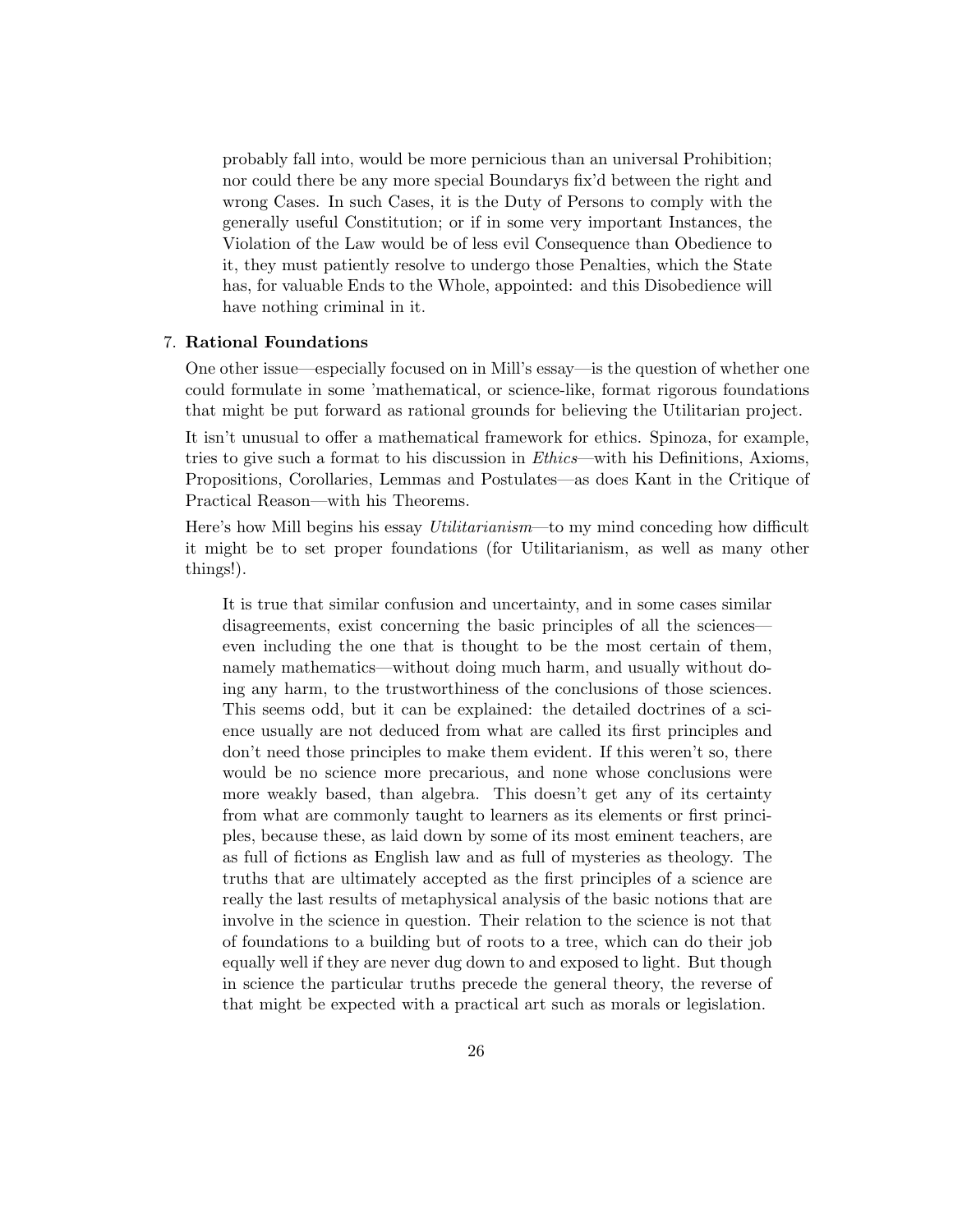> probably fall into, would be more pernicious than an universal Prohibition; nor could there be any more special Boundarys fix'd between the right and wrong Cases. In such Cases, it is the Duty of Persons to comply with the generally useful Constitution; or if in some very important Instances, the Violation of the Law would be of less evil Consequence than Obedience to it, they must patiently resolve to undergo those Penalties, which the State has, for valuable Ends to the Whole, appointed: and this Disobedience will have nothing criminal in it.

7. **Rational Foundations**

   One other issue—especially focused on in Mill's essay—is the question of whether one could formulate in some 'mathematical, or science-like, format rigorous foundations that might be put forward as rational grounds for believing the Utilitarian project.

   It isn't unusual to offer a mathematical framework for ethics. Spinoza, for example, tries to give such a format to his discussion in *Ethics*—with his Definitions, Axioms, Propositions, Corollaries, Lemmas and Postulates—as does Kant in the Critique of Practical Reason—with his Theorems.

   Here's how Mill begins his essay *Utilitarianism*—to my mind conceding how difficult it might be to set proper foundations (for Utilitarianism, as well as many other things!).

   > It is true that similar confusion and uncertainty, and in some cases similar disagreements, exist concerning the basic principles of all the sciences—even including the one that is thought to be the most certain of them, namely mathematics—without doing much harm, and usually without doing any harm, to the trustworthiness of the conclusions of those sciences. This seems odd, but it can be explained: the detailed doctrines of a science usually are not deduced from what are called its first principles and don't need those principles to make them evident. If this weren't so, there would be no science more precarious, and none whose conclusions were more weakly based, than algebra. This doesn't get any of its certainty from what are commonly taught to learners as its elements or first principles, because these, as laid down by some of its most eminent teachers, are as full of fictions as English law and as full of mysteries as theology. The truths that are ultimately accepted as the first principles of a science are really the last results of metaphysical analysis of the basic notions that are involve in the science in question. Their relation to the science is not that of foundations to a building but of roots to a tree, which can do their job equally well if they are never dug down to and exposed to light. But though in science the particular truths precede the general theory, the reverse of that might be expected with a practical art such as morals or legislation.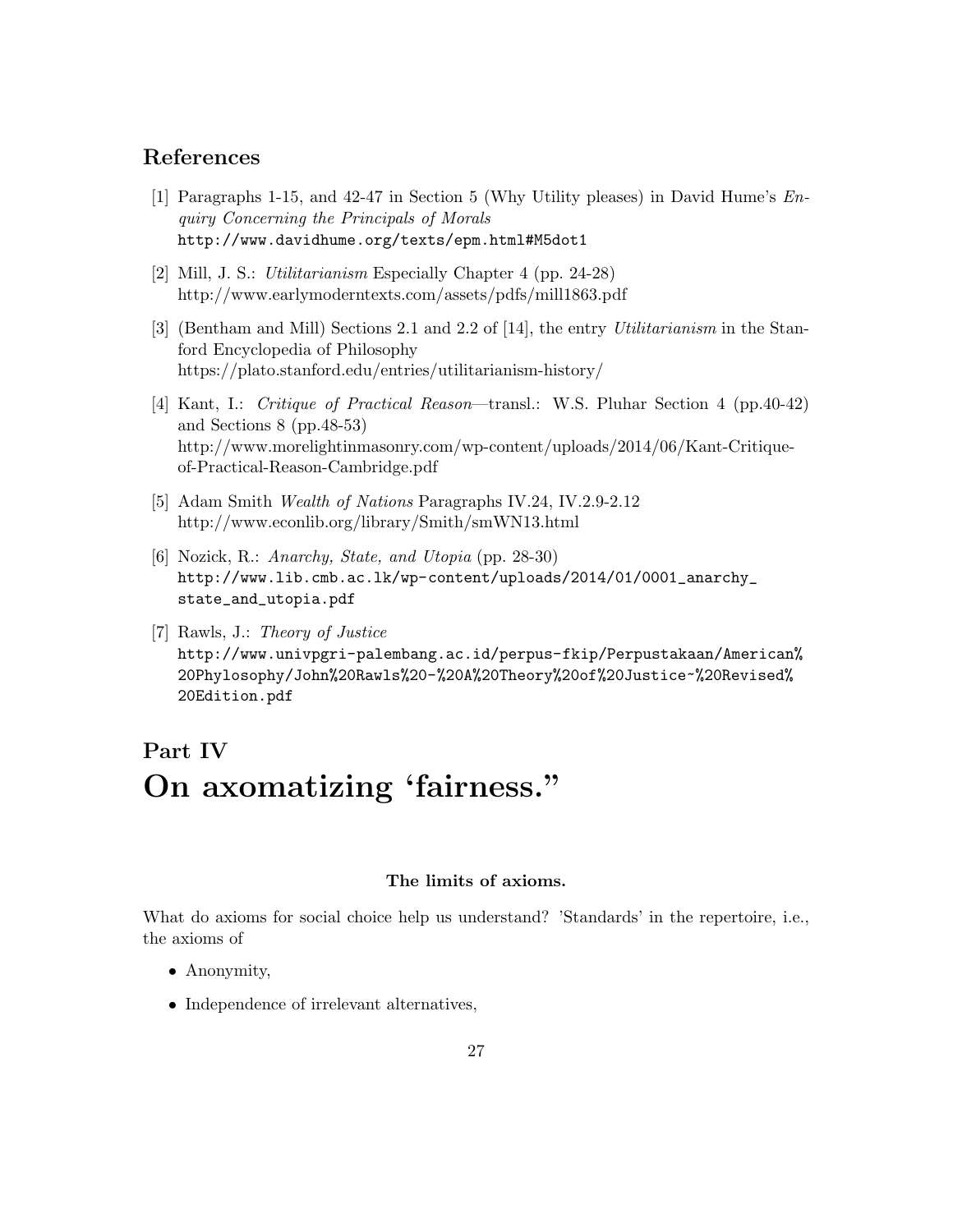## References

[1] Paragraphs 1-15, and 42-47 in Section 5 (Why Utility pleases) in David Hume's *Enquiry Concerning the Principals of Morals*
http://www.davidhume.org/texts/epm.html#M5dot1

[2] Mill, J. S.: *Utilitarianism* Especially Chapter 4 (pp. 24-28)
http://www.earlymoderntexts.com/assets/pdfs/mill1863.pdf

[3] (Bentham and Mill) Sections 2.1 and 2.2 of [14], the entry *Utilitarianism* in the Stanford Encyclopedia of Philosophy
https://plato.stanford.edu/entries/utilitarianism-history/

[4] Kant, I.: *Critique of Practical Reason*—transl.: W.S. Pluhar Section 4 (pp.40-42) and Sections 8 (pp.48-53)
http://www.morelightinmasonry.com/wp-content/uploads/2014/06/Kant-Critique-of-Practical-Reason-Cambridge.pdf

[5] Adam Smith *Wealth of Nations* Paragraphs IV.24, IV.2.9-2.12
http://www.econlib.org/library/Smith/smWN13.html

[6] Nozick, R.: *Anarchy, State, and Utopia* (pp. 28-30)
http://www.lib.cmb.ac.lk/wp-content/uploads/2014/01/0001_anarchy_state_and_utopia.pdf

[7] Rawls, J.: *Theory of Justice*
http://www.univpgri-palembang.ac.id/perpus-fkip/Perpustakaan/American%20Phylosophy/John%20Rawls%20-%20A%20Theory%20of%20Justice~%20Revised%20Edition.pdf

# Part IV
# On axomatizing 'fairness."

**The limits of axioms.**

What do axioms for social choice help us understand? 'Standards' in the repertoire, i.e., the axioms of

- Anonymity,
- Independence of irrelevant alternatives,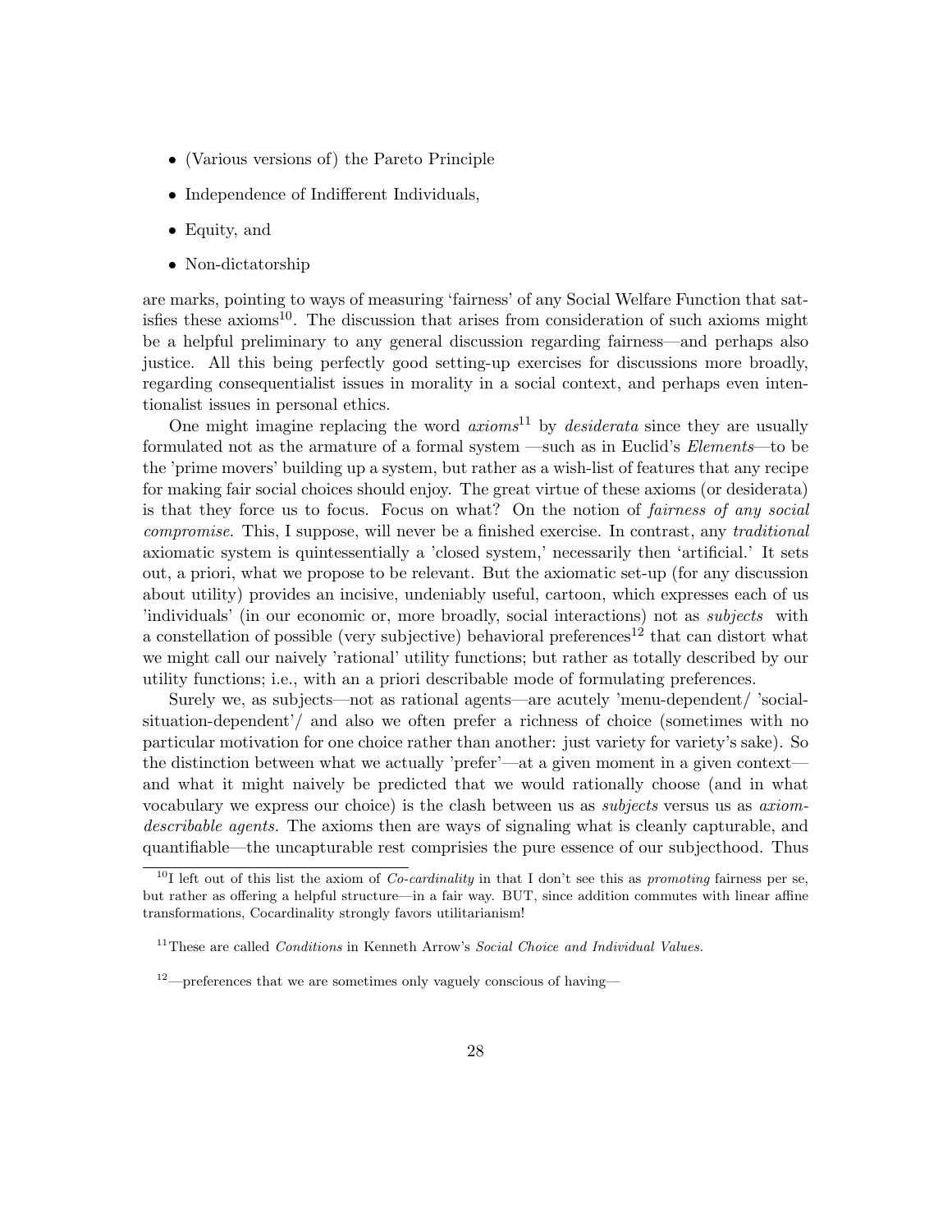- (Various versions of) the Pareto Principle
- Independence of Indifferent Individuals,
- Equity, and
- Non-dictatorship

are marks, pointing to ways of measuring 'fairness' of any Social Welfare Function that satisfies these axioms[10]. The discussion that arises from consideration of such axioms might be a helpful preliminary to any general discussion regarding fairness—and perhaps also justice. All this being perfectly good setting-up exercises for discussions more broadly, regarding consequentialist issues in morality in a social context, and perhaps even intentionalist issues in personal ethics.

One might imagine replacing the word *axioms*[11] by *desiderata* since they are usually formulated not as the armature of a formal system —such as in Euclid's *Elements*—to be the 'prime movers' building up a system, but rather as a wish-list of features that any recipe for making fair social choices should enjoy. The great virtue of these axioms (or desiderata) is that they force us to focus. Focus on what? On the notion of *fairness of any social compromise*. This, I suppose, will never be a finished exercise. In contrast, any *traditional* axiomatic system is quintessentially a 'closed system,' necessarily then 'artificial.' It sets out, a priori, what we propose to be relevant. But the axiomatic set-up (for any discussion about utility) provides an incisive, undeniably useful, cartoon, which expresses each of us 'individuals' (in our economic or, more broadly, social interactions) not as *subjects* with a constellation of possible (very subjective) behavioral preferences[12] that can distort what we might call our naively 'rational' utility functions; but rather as totally described by our utility functions; i.e., with an a priori describable mode of formulating preferences.

Surely we, as subjects—not as rational agents—are acutely 'menu-dependent/ 'social-situation-dependent'/ and also we often prefer a richness of choice (sometimes with no particular motivation for one choice rather than another: just variety for variety's sake). So the distinction between what we actually 'prefer'—at a given moment in a given context—and what it might naively be predicted that we would rationally choose (and in what vocabulary we express our choice) is the clash between us as *subjects* versus us as *axiom-describable agents.* The axioms then are ways of signaling what is cleanly capturable, and quantifiable—the uncapturable rest comprisies the pure essence of our subjecthood. Thus

[10] I left out of this list the axiom of *Co-cardinality* in that I don't see this as *promoting* fairness per se, but rather as offering a helpful structure—in a fair way. BUT, since addition commutes with linear affine transformations, Cocardinality strongly favors utilitarianism!

[11] These are called *Conditions* in Kenneth Arrow's *Social Choice and Individual Values.*

[12] —preferences that we are sometimes only vaguely conscious of having—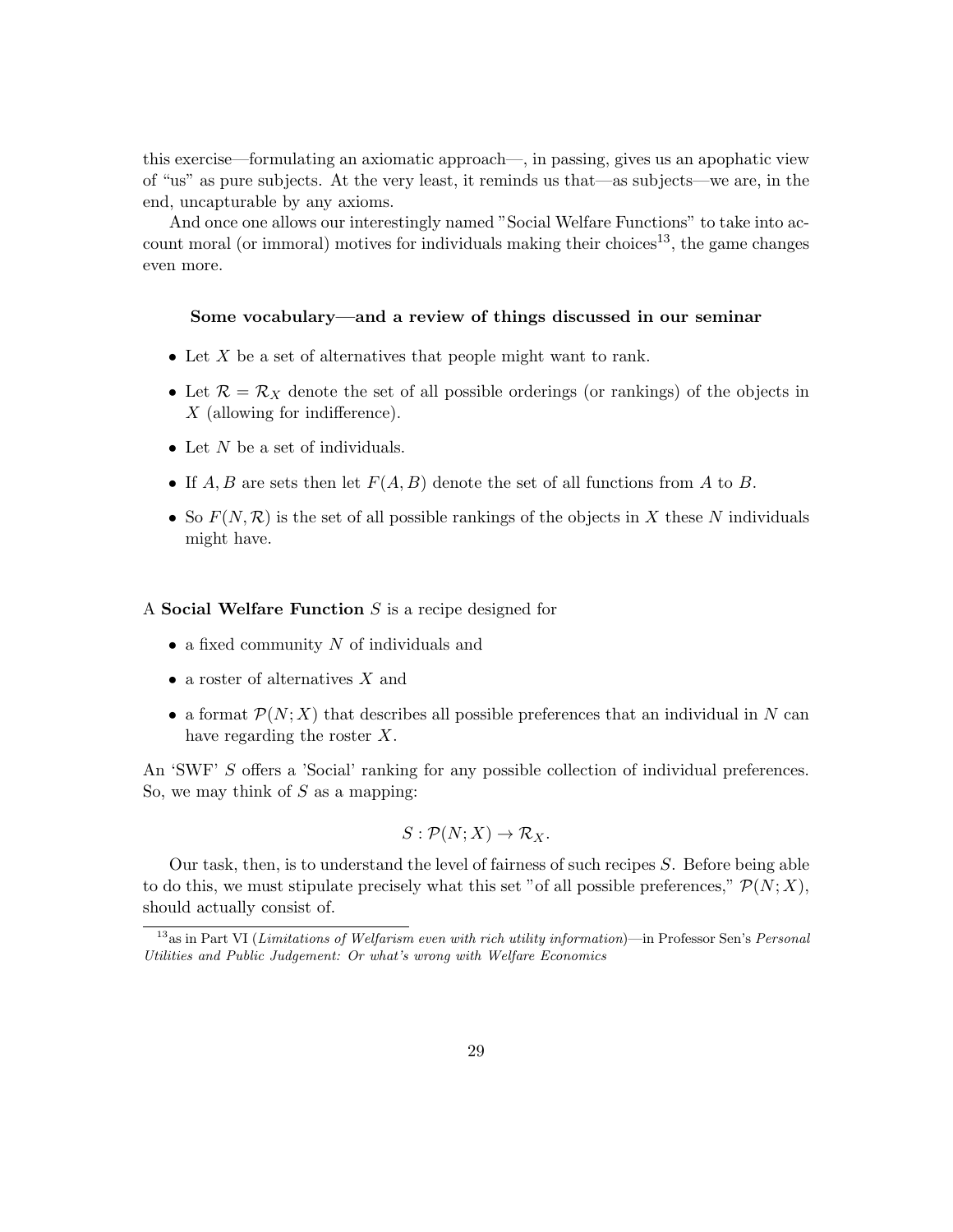this exercise—formulating an axiomatic approach—, in passing, gives us an apophatic view of "us" as pure subjects. At the very least, it reminds us that—as subjects—we are, in the end, uncapturable by any axioms.

And once one allows our interestingly named "Social Welfare Functions" to take into account moral (or immoral) motives for individuals making their choices[13], the game changes even more.

### Some vocabulary—and a review of things discussed in our seminar

- Let $X$ be a set of alternatives that people might want to rank.
- Let $\mathcal{R} = \mathcal{R}_X$ denote the set of all possible orderings (or rankings) of the objects in $X$ (allowing for indifference).
- Let $N$ be a set of individuals.
- If $A, B$ are sets then let $F(A, B)$ denote the set of all functions from $A$ to $B$.
- So $F(N, \mathcal{R})$ is the set of all possible rankings of the objects in $X$ these $N$ individuals might have.

A **Social Welfare Function** $S$ is a recipe designed for

- a fixed community $N$ of individuals and
- a roster of alternatives $X$ and
- a format $\mathcal{P}(N; X)$ that describes all possible preferences that an individual in $N$ can have regarding the roster $X$.

An 'SWF' $S$ offers a 'Social' ranking for any possible collection of individual preferences. So, we may think of $S$ as a mapping:

$$S : \mathcal{P}(N; X) \to \mathcal{R}_X.$$

Our task, then, is to understand the level of fairness of such recipes $S$. Before being able to do this, we must stipulate precisely what this set "of all possible preferences," $\mathcal{P}(N; X)$, should actually consist of.

[13] as in Part VI (*Limitations of Welfarism even with rich utility information*)—in Professor Sen's *Personal Utilities and Public Judgement: Or what's wrong with Welfare Economics*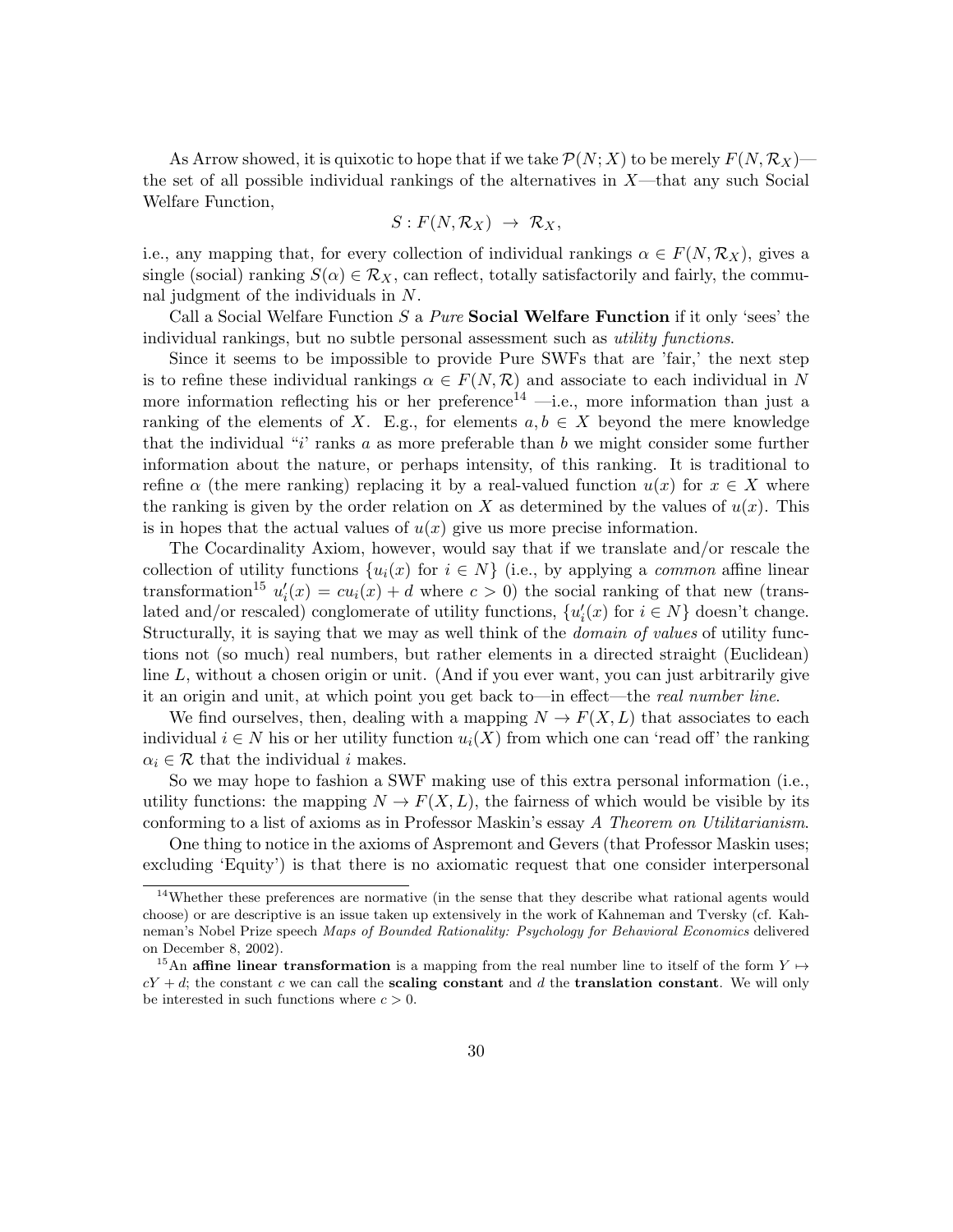As Arrow showed, it is quixotic to hope that if we take $\mathcal{P}(N;X)$ to be merely $F(N,\mathcal{R}_X)$—the set of all possible individual rankings of the alternatives in $X$—that any such Social Welfare Function,

$$S : F(N,\mathcal{R}_X) \ \to \ \mathcal{R}_X,$$

i.e., any mapping that, for every collection of individual rankings $\alpha \in F(N,\mathcal{R}_X)$, gives a single (social) ranking $S(\alpha) \in \mathcal{R}_X$, can reflect, totally satisfactorily and fairly, the communal judgment of the individuals in $N$.

Call a Social Welfare Function $S$ a *Pure* **Social Welfare Function** if it only 'sees' the individual rankings, but no subtle personal assessment such as *utility functions*.

Since it seems to be impossible to provide Pure SWFs that are 'fair,' the next step is to refine these individual rankings $\alpha \in F(N,\mathcal{R})$ and associate to each individual in $N$ more information reflecting his or her preference[14] —i.e., more information than just a ranking of the elements of $X$. E.g., for elements $a, b \in X$ beyond the mere knowledge that the individual "$i$' ranks $a$ as more preferable than $b$ we might consider some further information about the nature, or perhaps intensity, of this ranking. It is traditional to refine $\alpha$ (the mere ranking) replacing it by a real-valued function $u(x)$ for $x \in X$ where the ranking is given by the order relation on $X$ as determined by the values of $u(x)$. This is in hopes that the actual values of $u(x)$ give us more precise information.

The Cocardinality Axiom, however, would say that if we translate and/or rescale the collection of utility functions $\{u_i(x) \text{ for } i \in N\}$ (i.e., by applying a *common* affine linear transformation[15] $u_i'(x) = cu_i(x) + d$ where $c > 0$) the social ranking of that new (translated and/or rescaled) conglomerate of utility functions, $\{u_i'(x) \text{ for } i \in N\}$ doesn't change. Structurally, it is saying that we may as well think of the *domain of values* of utility functions not (so much) real numbers, but rather elements in a directed straight (Euclidean) line $L$, without a chosen origin or unit. (And if you ever want, you can just arbitrarily give it an origin and unit, at which point you get back to—in effect—the *real number line*.

We find ourselves, then, dealing with a mapping $N \to F(X,L)$ that associates to each individual $i \in N$ his or her utility function $u_i(X)$ from which one can 'read off' the ranking $\alpha_i \in \mathcal{R}$ that the individual $i$ makes.

So we may hope to fashion a SWF making use of this extra personal information (i.e., utility functions: the mapping $N \to F(X,L)$, the fairness of which would be visible by its conforming to a list of axioms as in Professor Maskin's essay *A Theorem on Utilitarianism*.

One thing to notice in the axioms of Aspremont and Gevers (that Professor Maskin uses; excluding 'Equity') is that there is no axiomatic request that one consider interpersonal

---

[14] Whether these preferences are normative (in the sense that they describe what rational agents would choose) or are descriptive is an issue taken up extensively in the work of Kahneman and Tversky (cf. Kahneman's Nobel Prize speech *Maps of Bounded Rationality: Psychology for Behavioral Economics* delivered on December 8, 2002).

[15] An **affine linear transformation** is a mapping from the real number line to itself of the form $Y \mapsto cY + d$; the constant $c$ we can call the **scaling constant** and $d$ the **translation constant**. We will only be interested in such functions where $c > 0$.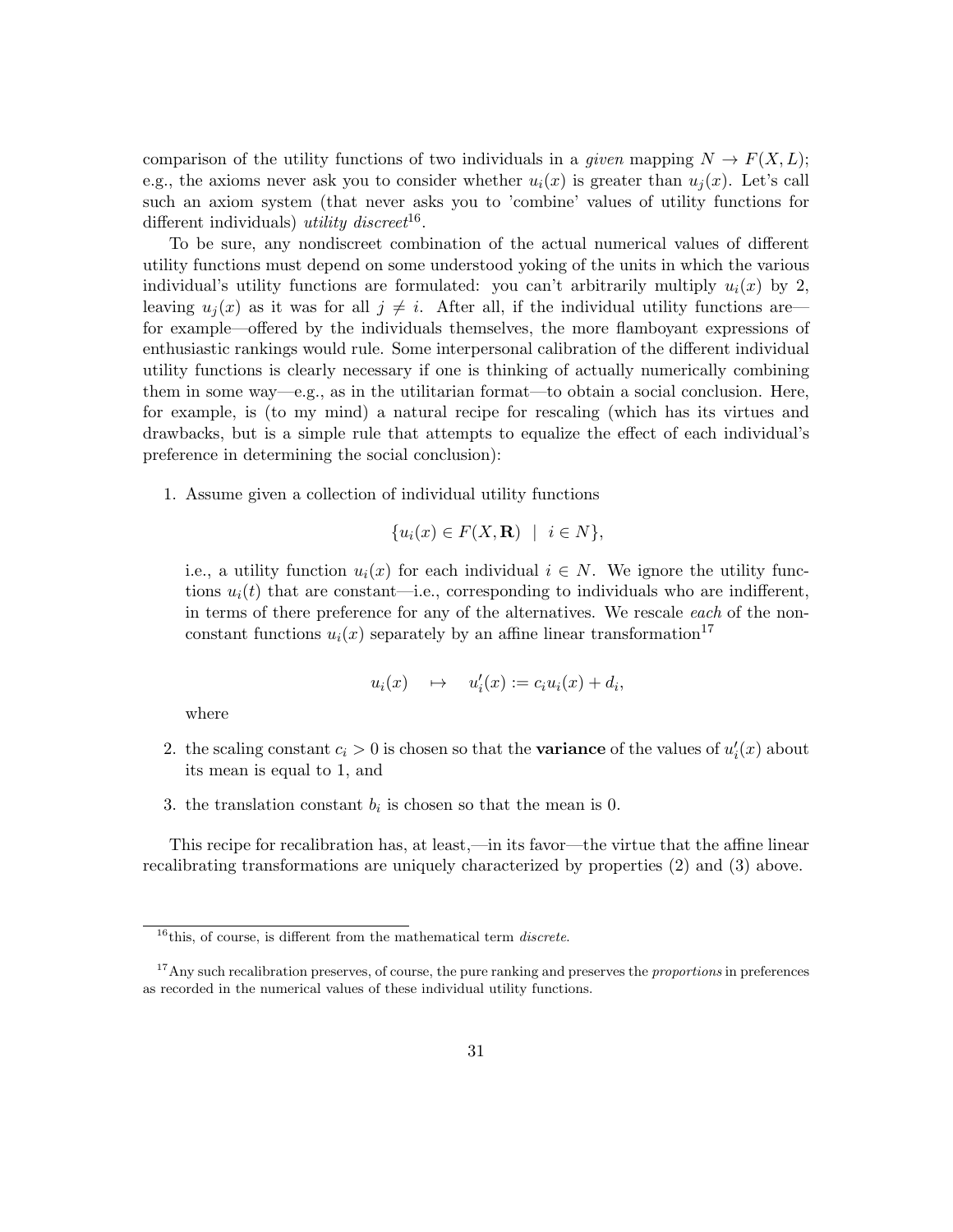comparison of the utility functions of two individuals in a *given* mapping $N \to F(X, L)$; e.g., the axioms never ask you to consider whether $u_i(x)$ is greater than $u_j(x)$. Let's call such an axiom system (that never asks you to 'combine' values of utility functions for different individuals) *utility discreet*[16].

To be sure, any nondiscreet combination of the actual numerical values of different utility functions must depend on some understood yoking of the units in which the various individual's utility functions are formulated: you can't arbitrarily multiply $u_i(x)$ by 2, leaving $u_j(x)$ as it was for all $j \neq i$. After all, if the individual utility functions are—for example—offered by the individuals themselves, the more flamboyant expressions of enthusiastic rankings would rule. Some interpersonal calibration of the different individual utility functions is clearly necessary if one is thinking of actually numerically combining them in some way—e.g., as in the utilitarian format—to obtain a social conclusion. Here, for example, is (to my mind) a natural recipe for rescaling (which has its virtues and drawbacks, but is a simple rule that attempts to equalize the effect of each individual's preference in determining the social conclusion):

1. Assume given a collection of individual utility functions

$$\{u_i(x) \in F(X, \mathbf{R}) \ \mid \ i \in N\},$$

i.e., a utility function $u_i(x)$ for each individual $i \in N$. We ignore the utility functions $u_i(t)$ that are constant—i.e., corresponding to individuals who are indifferent, in terms of there preference for any of the alternatives. We rescale *each* of the nonconstant functions $u_i(x)$ separately by an affine linear transformation[17]

$$u_i(x) \quad \mapsto \quad u_i'(x) := c_i u_i(x) + d_i,$$

where

2. the scaling constant $c_i > 0$ is chosen so that the **variance** of the values of $u_i'(x)$ about its mean is equal to 1, and

3. the translation constant $b_i$ is chosen so that the mean is 0.

This recipe for recalibration has, at least,—in its favor—the virtue that the affine linear recalibrating transformations are uniquely characterized by properties (2) and (3) above.

---

[16] this, of course, is different from the mathematical term *discrete*.

[17] Any such recalibration preserves, of course, the pure ranking and preserves the *proportions* in preferences as recorded in the numerical values of these individual utility functions.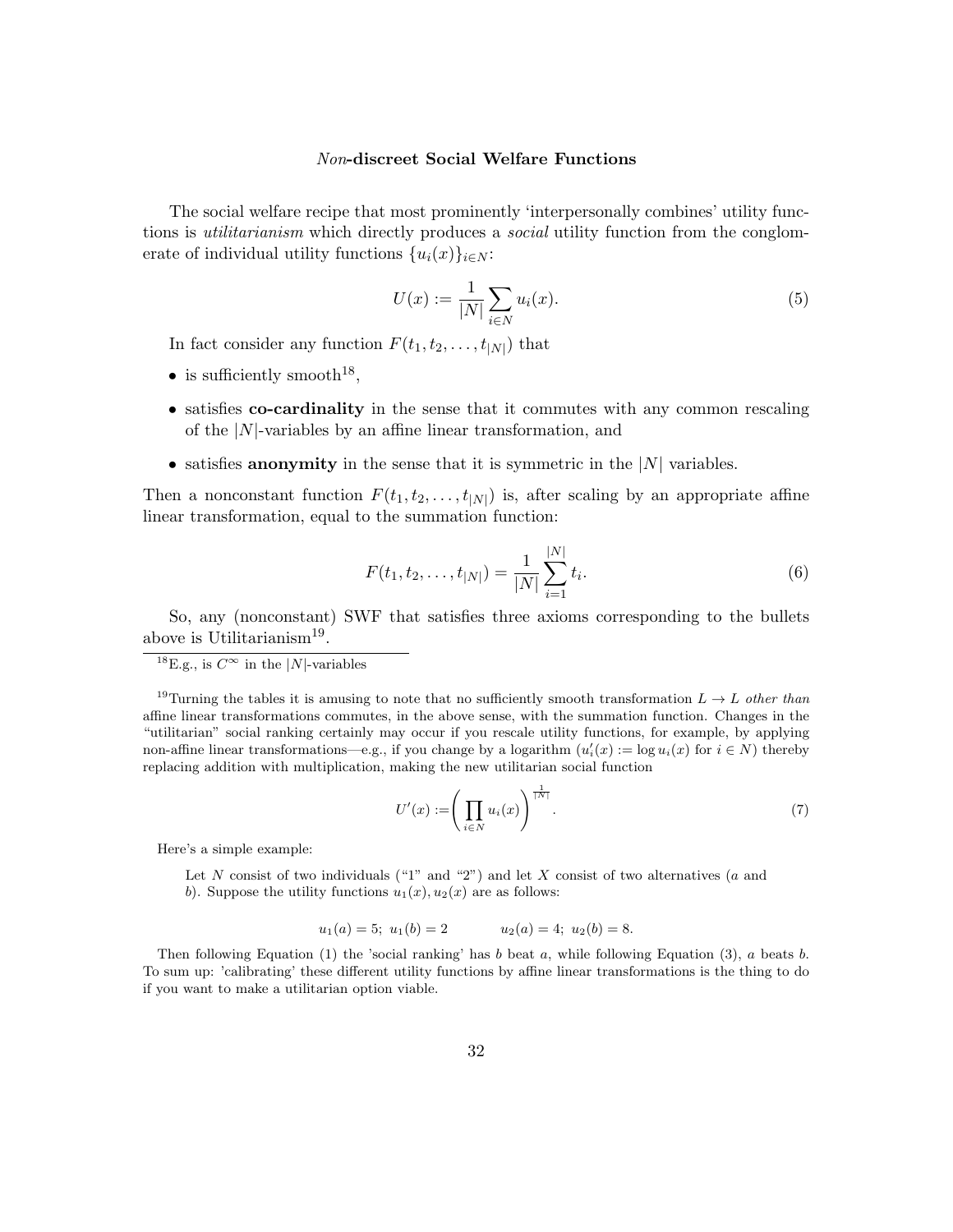### *Non*-discreet Social Welfare Functions

The social welfare recipe that most prominently 'interpersonally combines' utility functions is *utilitarianism* which directly produces a *social* utility function from the conglomerate of individual utility functions $\{u_i(x)\}_{i \in N}$:

$$U(x) := \frac{1}{|N|} \sum_{i \in N} u_i(x). \tag{5}$$

In fact consider any function $F(t_1, t_2, \ldots, t_{|N|})$ that

- is sufficiently smooth[18],
- satisfies **co-cardinality** in the sense that it commutes with any common rescaling of the $|N|$-variables by an affine linear transformation, and
- satisfies **anonymity** in the sense that it is symmetric in the $|N|$ variables.

Then a nonconstant function $F(t_1, t_2, \ldots, t_{|N|})$ is, after scaling by an appropriate affine linear transformation, equal to the summation function:

$$F(t_1, t_2, \ldots, t_{|N|}) = \frac{1}{|N|} \sum_{i=1}^{|N|} t_i. \tag{6}$$

So, any (nonconstant) SWF that satisfies three axioms corresponding to the bullets above is Utilitarianism[19].

[18] E.g., is $C^\infty$ in the $|N|$-variables

[19] Turning the tables it is amusing to note that no sufficiently smooth transformation $L \to L$ *other than* affine linear transformations commutes, in the above sense, with the summation function. Changes in the "utilitarian" social ranking certainly may occur if you rescale utility functions, for example, by applying non-affine linear transformations—e.g., if you change by a logarithm ($u'_i(x) := \log u_i(x)$ for $i \in N$) thereby replacing addition with multiplication, making the new utilitarian social function

$$U'(x) := \left( \prod_{i \in N} u_i(x) \right)^{\frac{1}{|N|}}. \tag{7}$$

Here's a simple example:

> Let $N$ consist of two individuals ("1" and "2") and let $X$ consist of two alternatives ($a$ and $b$). Suppose the utility functions $u_1(x), u_2(x)$ are as follows:
>
> $$u_1(a) = 5;\ u_1(b) = 2 \qquad\qquad u_2(a) = 4;\ u_2(b) = 8.$$

Then following Equation (1) the 'social ranking' has $b$ beat $a$, while following Equation (3), $a$ beats $b$. To sum up: 'calibrating' these different utility functions by affine linear transformations is the thing to do if you want to make a utilitarian option viable.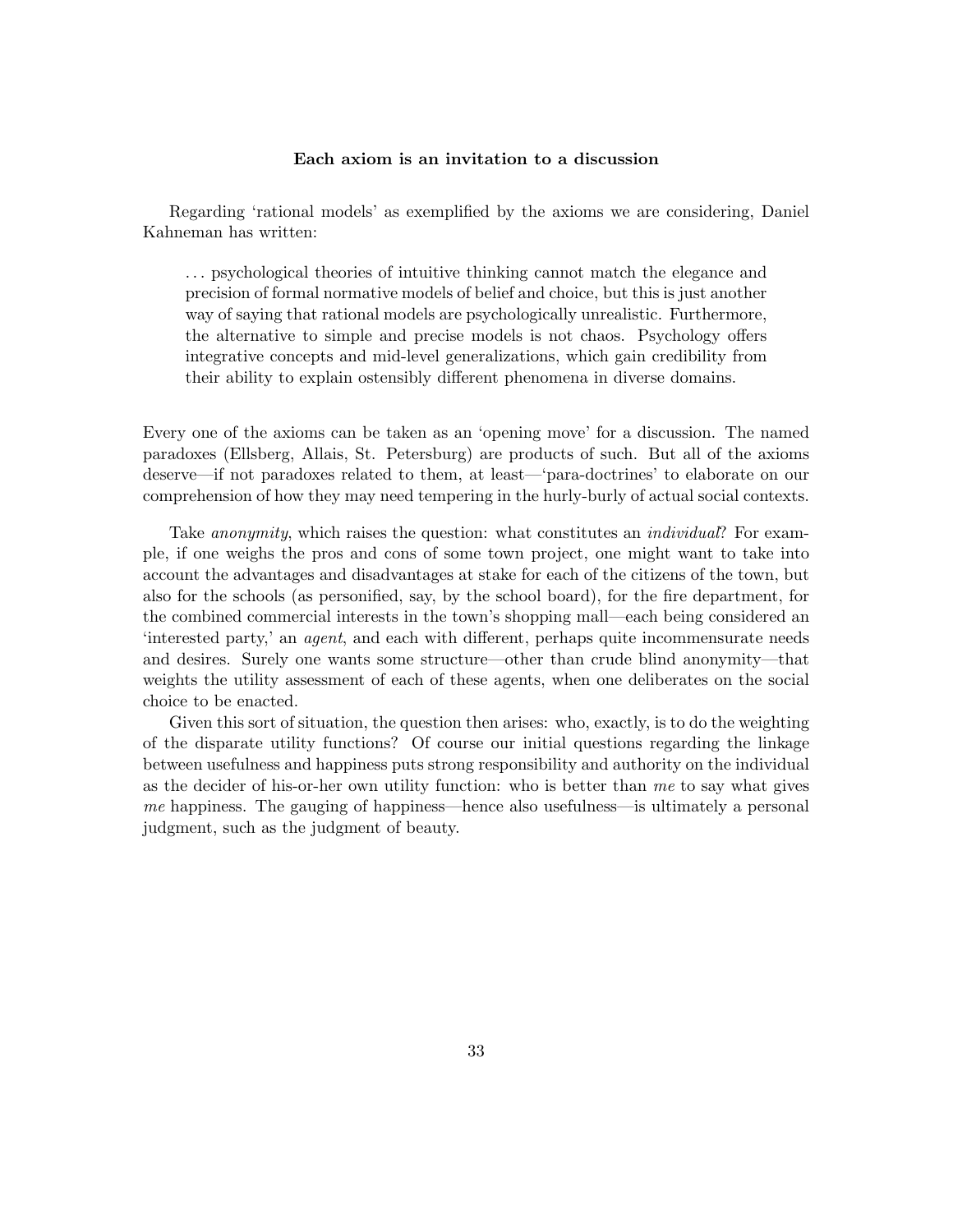### Each axiom is an invitation to a discussion

Regarding 'rational models' as exemplified by the axioms we are considering, Daniel Kahneman has written:

> ... psychological theories of intuitive thinking cannot match the elegance and precision of formal normative models of belief and choice, but this is just another way of saying that rational models are psychologically unrealistic. Furthermore, the alternative to simple and precise models is not chaos. Psychology offers integrative concepts and mid-level generalizations, which gain credibility from their ability to explain ostensibly different phenomena in diverse domains.

Every one of the axioms can be taken as an 'opening move' for a discussion. The named paradoxes (Ellsberg, Allais, St. Petersburg) are products of such. But all of the axioms deserve—if not paradoxes related to them, at least—'para-doctrines' to elaborate on our comprehension of how they may need tempering in the hurly-burly of actual social contexts.

Take *anonymity*, which raises the question: what constitutes an *individual*? For example, if one weighs the pros and cons of some town project, one might want to take into account the advantages and disadvantages at stake for each of the citizens of the town, but also for the schools (as personified, say, by the school board), for the fire department, for the combined commercial interests in the town's shopping mall—each being considered an 'interested party,' an *agent*, and each with different, perhaps quite incommensurate needs and desires. Surely one wants some structure—other than crude blind anonymity—that weights the utility assessment of each of these agents, when one deliberates on the social choice to be enacted.

Given this sort of situation, the question then arises: who, exactly, is to do the weighting of the disparate utility functions? Of course our initial questions regarding the linkage between usefulness and happiness puts strong responsibility and authority on the individual as the decider of his-or-her own utility function: who is better than *me* to say what gives *me* happiness. The gauging of happiness—hence also usefulness—is ultimately a personal judgment, such as the judgment of beauty.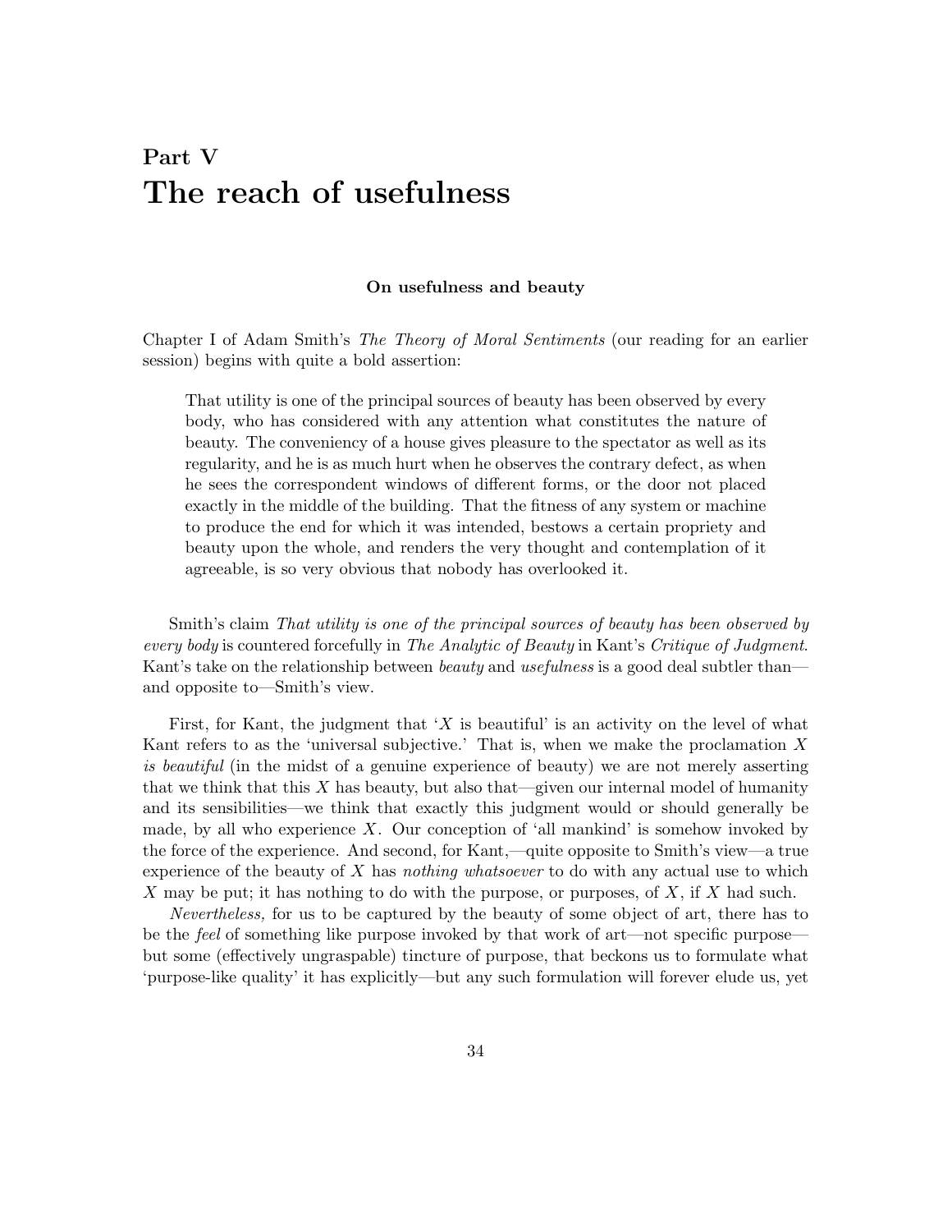# Part V
# The reach of usefulness

### On usefulness and beauty

Chapter I of Adam Smith's *The Theory of Moral Sentiments* (our reading for an earlier session) begins with quite a bold assertion:

> That utility is one of the principal sources of beauty has been observed by every body, who has considered with any attention what constitutes the nature of beauty. The conveniency of a house gives pleasure to the spectator as well as its regularity, and he is as much hurt when he observes the contrary defect, as when he sees the correspondent windows of different forms, or the door not placed exactly in the middle of the building. That the fitness of any system or machine to produce the end for which it was intended, bestows a certain propriety and beauty upon the whole, and renders the very thought and contemplation of it agreeable, is so very obvious that nobody has overlooked it.

Smith's claim *That utility is one of the principal sources of beauty has been observed by every body* is countered forcefully in *The Analytic of Beauty* in Kant's *Critique of Judgment*. Kant's take on the relationship between *beauty* and *usefulness* is a good deal subtler than—and opposite to—Smith's view.

First, for Kant, the judgment that '$X$ is beautiful' is an activity on the level of what Kant refers to as the 'universal subjective.' That is, when we make the proclamation *$X$ is beautiful* (in the midst of a genuine experience of beauty) we are not merely asserting that we think that this $X$ has beauty, but also that—given our internal model of humanity and its sensibilities—we think that exactly this judgment would or should generally be made, by all who experience $X$. Our conception of 'all mankind' is somehow invoked by the force of the experience. And second, for Kant,—quite opposite to Smith's view—a true experience of the beauty of $X$ has *nothing whatsoever* to do with any actual use to which $X$ may be put; it has nothing to do with the purpose, or purposes, of $X$, if $X$ had such.

*Nevertheless,* for us to be captured by the beauty of some object of art, there has to be the *feel* of something like purpose invoked by that work of art—not specific purpose—but some (effectively ungraspable) tincture of purpose, that beckons us to formulate what 'purpose-like quality' it has explicitly—but any such formulation will forever elude us, yet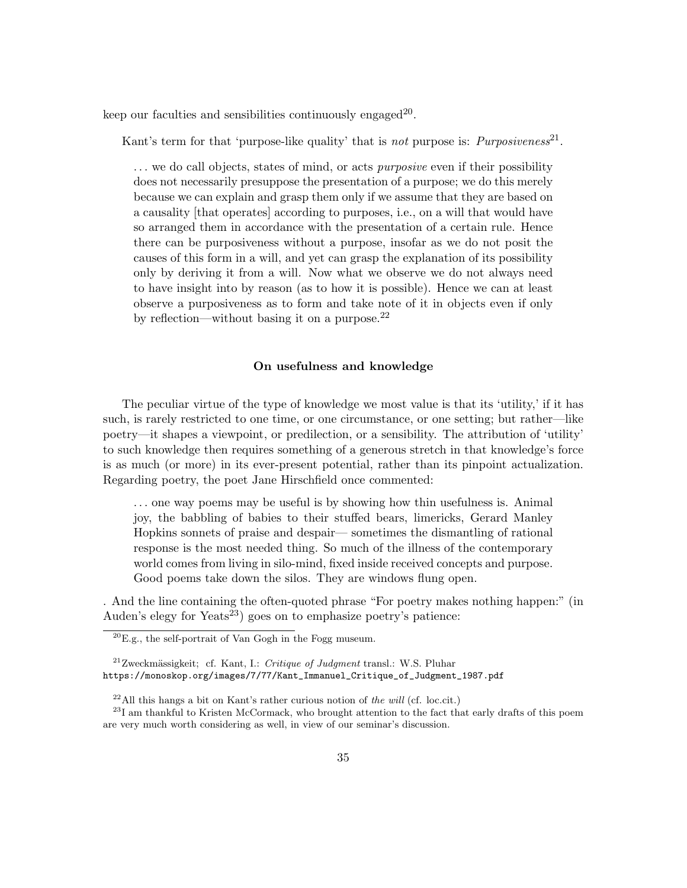keep our faculties and sensibilities continuously engaged[20].

Kant's term for that 'purpose-like quality' that is *not* purpose is: *Purposiveness*[21].

> ... we do call objects, states of mind, or acts *purposive* even if their possibility does not necessarily presuppose the presentation of a purpose; we do this merely because we can explain and grasp them only if we assume that they are based on a causality [that operates] according to purposes, i.e., on a will that would have so arranged them in accordance with the presentation of a certain rule. Hence there can be purposiveness without a purpose, insofar as we do not posit the causes of this form in a will, and yet can grasp the explanation of its possibility only by deriving it from a will. Now what we observe we do not always need to have insight into by reason (as to how it is possible). Hence we can at least observe a purposiveness as to form and take note of it in objects even if only by reflection—without basing it on a purpose.[22]

### On usefulness and knowledge

The peculiar virtue of the type of knowledge we most value is that its 'utility,' if it has such, is rarely restricted to one time, or one circumstance, or one setting; but rather—like poetry—it shapes a viewpoint, or predilection, or a sensibility. The attribution of 'utility' to such knowledge then requires something of a generous stretch in that knowledge's force is as much (or more) in its ever-present potential, rather than its pinpoint actualization. Regarding poetry, the poet Jane Hirschfield once commented:

> ... one way poems may be useful is by showing how thin usefulness is. Animal joy, the babbling of babies to their stuffed bears, limericks, Gerard Manley Hopkins sonnets of praise and despair— sometimes the dismantling of rational response is the most needed thing. So much of the illness of the contemporary world comes from living in silo-mind, fixed inside received concepts and purpose. Good poems take down the silos. They are windows flung open.

. And the line containing the often-quoted phrase "For poetry makes nothing happen:" (in Auden's elegy for Yeats[23]) goes on to emphasize poetry's patience:

---

[20] E.g., the self-portrait of Van Gogh in the Fogg museum.

[21] Zweckmässigkeit; cf. Kant, I.: *Critique of Judgment* transl.: W.S. Pluhar `https://monoskop.org/images/7/77/Kant_Immanuel_Critique_of_Judgment_1987.pdf`

[22] All this hangs a bit on Kant's rather curious notion of *the will* (cf. loc.cit.)

[23] I am thankful to Kristen McCormack, who brought attention to the fact that early drafts of this poem are very much worth considering as well, in view of our seminar's discussion.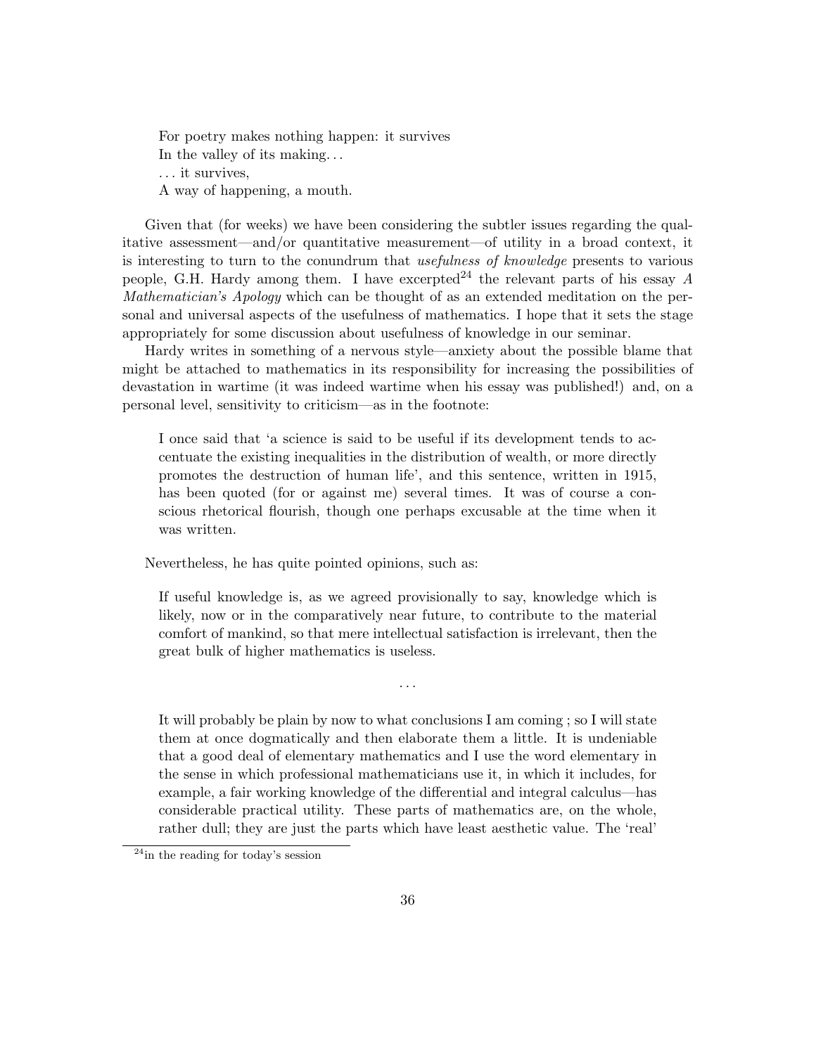> For poetry makes nothing happen: it survives
> In the valley of its making. . .
> . . . it survives,
> A way of happening, a mouth.

Given that (for weeks) we have been considering the subtler issues regarding the qualitative assessment—and/or quantitative measurement—of utility in a broad context, it is interesting to turn to the conundrum that *usefulness of knowledge* presents to various people, G.H. Hardy among them. I have excerpted[24] the relevant parts of his essay *A Mathematician's Apology* which can be thought of as an extended meditation on the personal and universal aspects of the usefulness of mathematics. I hope that it sets the stage appropriately for some discussion about usefulness of knowledge in our seminar.

Hardy writes in something of a nervous style—anxiety about the possible blame that might be attached to mathematics in its responsibility for increasing the possibilities of devastation in wartime (it was indeed wartime when his essay was published!) and, on a personal level, sensitivity to criticism—as in the footnote:

> I once said that 'a science is said to be useful if its development tends to accentuate the existing inequalities in the distribution of wealth, or more directly promotes the destruction of human life', and this sentence, written in 1915, has been quoted (for or against me) several times. It was of course a conscious rhetorical flourish, though one perhaps excusable at the time when it was written.

Nevertheless, he has quite pointed opinions, such as:

> If useful knowledge is, as we agreed provisionally to say, knowledge which is likely, now or in the comparatively near future, to contribute to the material comfort of mankind, so that mere intellectual satisfaction is irrelevant, then the great bulk of higher mathematics is useless.
>
> . . .
>
> It will probably be plain by now to what conclusions I am coming ; so I will state them at once dogmatically and then elaborate them a little. It is undeniable that a good deal of elementary mathematics and I use the word elementary in the sense in which professional mathematicians use it, in which it includes, for example, a fair working knowledge of the differential and integral calculus—has considerable practical utility. These parts of mathematics are, on the whole, rather dull; they are just the parts which have least aesthetic value. The 'real'

[24] in the reading for today's session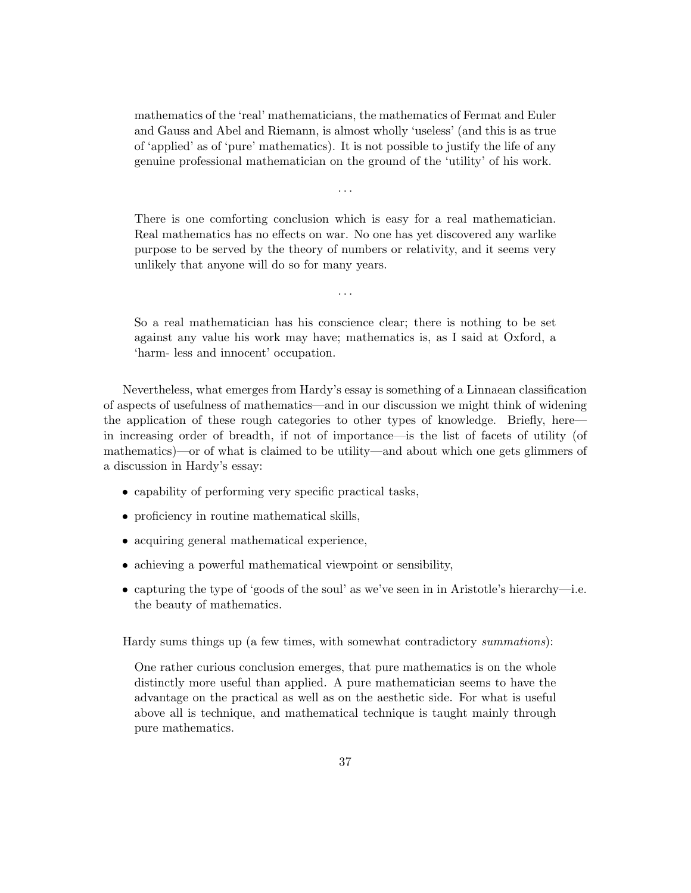> mathematics of the 'real' mathematicians, the mathematics of Fermat and Euler and Gauss and Abel and Riemann, is almost wholly 'useless' (and this is as true of 'applied' as of 'pure' mathematics). It is not possible to justify the life of any genuine professional mathematician on the ground of the 'utility' of his work.
>
> ...
>
> There is one comforting conclusion which is easy for a real mathematician. Real mathematics has no effects on war. No one has yet discovered any warlike purpose to be served by the theory of numbers or relativity, and it seems very unlikely that anyone will do so for many years.
>
> ...
>
> So a real mathematician has his conscience clear; there is nothing to be set against any value his work may have; mathematics is, as I said at Oxford, a 'harm- less and innocent' occupation.

Nevertheless, what emerges from Hardy's essay is something of a Linnaean classification of aspects of usefulness of mathematics—and in our discussion we might think of widening the application of these rough categories to other types of knowledge. Briefly, here—in increasing order of breadth, if not of importance—is the list of facets of utility (of mathematics)—or of what is claimed to be utility—and about which one gets glimmers of a discussion in Hardy's essay:

- capability of performing very specific practical tasks,
- proficiency in routine mathematical skills,
- acquiring general mathematical experience,
- achieving a powerful mathematical viewpoint or sensibility,
- capturing the type of 'goods of the soul' as we've seen in in Aristotle's hierarchy—i.e. the beauty of mathematics.

Hardy sums things up (a few times, with somewhat contradictory *summations*):

> One rather curious conclusion emerges, that pure mathematics is on the whole distinctly more useful than applied. A pure mathematician seems to have the advantage on the practical as well as on the aesthetic side. For what is useful above all is technique, and mathematical technique is taught mainly through pure mathematics.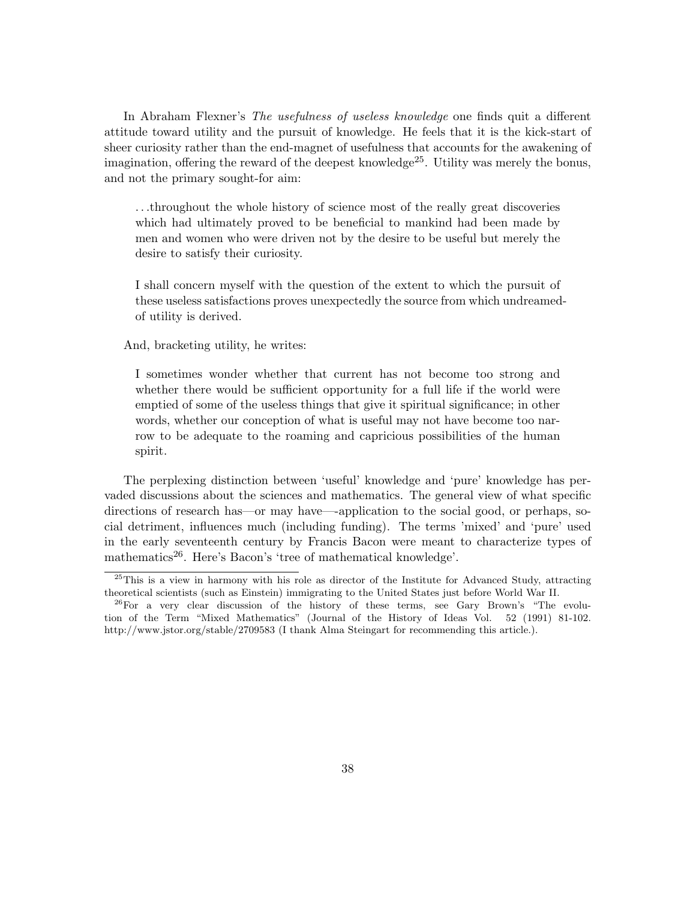In Abraham Flexner's *The usefulness of useless knowledge* one finds quit a different attitude toward utility and the pursuit of knowledge. He feels that it is the kick-start of sheer curiosity rather than the end-magnet of usefulness that accounts for the awakening of imagination, offering the reward of the deepest knowledge[25]. Utility was merely the bonus, and not the primary sought-for aim:

> ...throughout the whole history of science most of the really great discoveries which had ultimately proved to be beneficial to mankind had been made by men and women who were driven not by the desire to be useful but merely the desire to satisfy their curiosity.
>
> I shall concern myself with the question of the extent to which the pursuit of these useless satisfactions proves unexpectedly the source from which undreamed-of utility is derived.

And, bracketing utility, he writes:

> I sometimes wonder whether that current has not become too strong and whether there would be sufficient opportunity for a full life if the world were emptied of some of the useless things that give it spiritual significance; in other words, whether our conception of what is useful may not have become too narrow to be adequate to the roaming and capricious possibilities of the human spirit.

The perplexing distinction between 'useful' knowledge and 'pure' knowledge has pervaded discussions about the sciences and mathematics. The general view of what specific directions of research has—or may have—-application to the social good, or perhaps, social detriment, influences much (including funding). The terms 'mixed' and 'pure' used in the early seventeenth century by Francis Bacon were meant to characterize types of mathematics[26]. Here's Bacon's 'tree of mathematical knowledge'.

[25] This is a view in harmony with his role as director of the Institute for Advanced Study, attracting theoretical scientists (such as Einstein) immigrating to the United States just before World War II.

[26] For a very clear discussion of the history of these terms, see Gary Brown's "The evolution of the Term "Mixed Mathematics" (Journal of the History of Ideas Vol. 52 (1991) 81-102. http://www.jstor.org/stable/2709583 (I thank Alma Steingart for recommending this article.).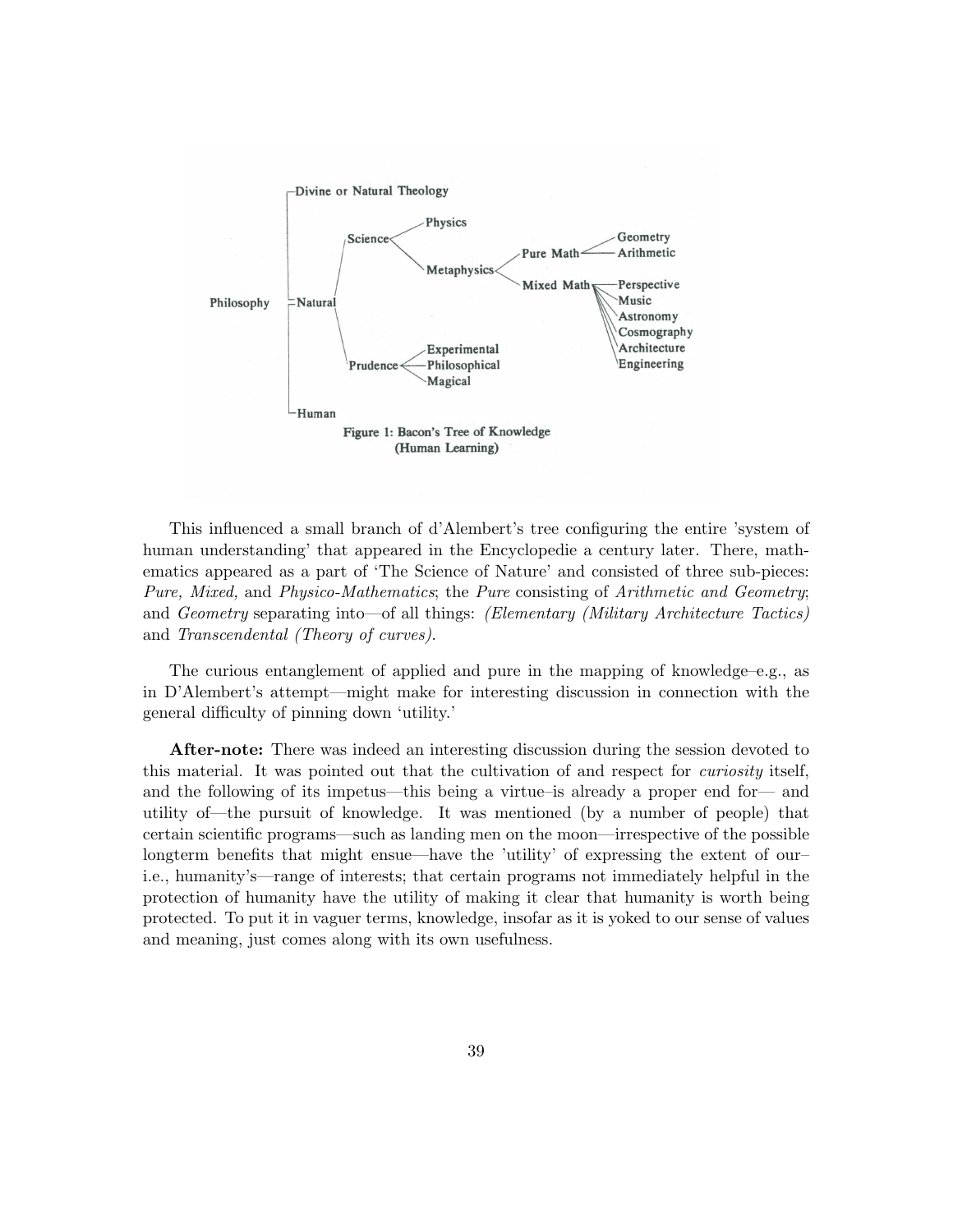Divine or Natural Theology

Philosophy

Natural

Science

Physics

Metaphysics

Pure Math

Geometry

Arithmetic

Mixed Math

Perspective

Music

Astronomy

Cosmography

Architecture

Engineering

Prudence

Experimental

Philosophical

Magical

Human

**Figure 1: Bacon's Tree of Knowledge (Human Learning)**

This influenced a small branch of d'Alembert's tree configuring the entire 'system of human understanding' that appeared in the Encyclopedie a century later. There, mathematics appeared as a part of 'The Science of Nature' and consisted of three sub-pieces: *Pure, Mixed,* and *Physico-Mathematics*; the *Pure* consisting of *Arithmetic and Geometry*; and *Geometry* separating into—of all things: *(Elementary (Military Architecture Tactics)* and *Transcendental (Theory of curves).*

The curious entanglement of applied and pure in the mapping of knowledge–e.g., as in D'Alembert's attempt—might make for interesting discussion in connection with the general difficulty of pinning down 'utility.'

**After-note:** There was indeed an interesting discussion during the session devoted to this material. It was pointed out that the cultivation of and respect for *curiosity* itself, and the following of its impetus—this being a virtue–is already a proper end for— and utility of—the pursuit of knowledge. It was mentioned (by a number of people) that certain scientific programs—such as landing men on the moon—irrespective of the possible longterm benefits that might ensue—have the 'utility' of expressing the extent of our– i.e., humanity's—range of interests; that certain programs not immediately helpful in the protection of humanity have the utility of making it clear that humanity is worth being protected. To put it in vaguer terms, knowledge, insofar as it is yoked to our sense of values and meaning, just comes along with its own usefulness.